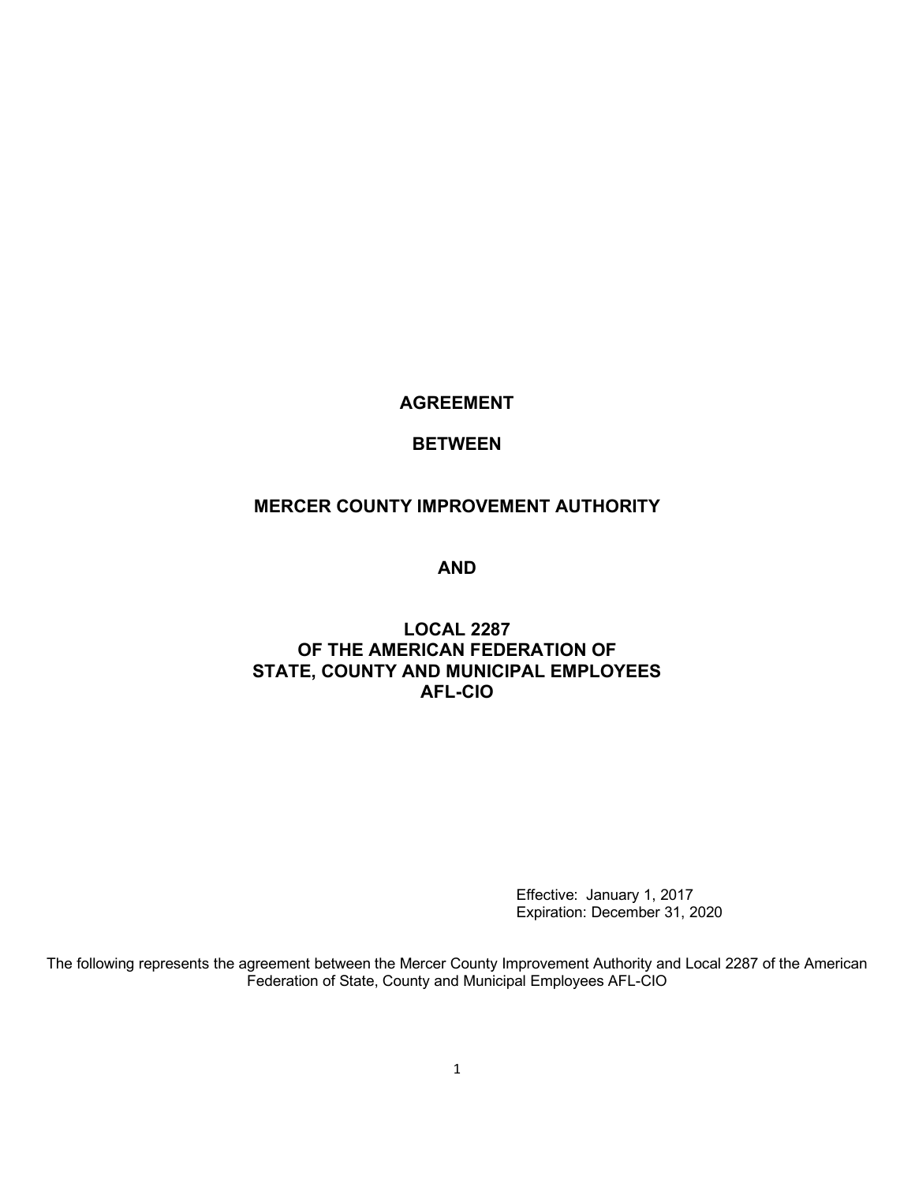# AGREEMENT

# BETWEEN

# MERCER COUNTY IMPROVEMENT AUTHORITY

# AND

# LOCAL 2287
# OF THE AMERICAN FEDERATION OF
# STATE, COUNTY AND MUNICIPAL EMPLOYEES
# AFL-CIO

Effective: January 1, 2017
Expiration: December 31, 2020

The following represents the agreement between the Mercer County Improvement Authority and Local 2287 of the American Federation of State, County and Municipal Employees AFL-CIO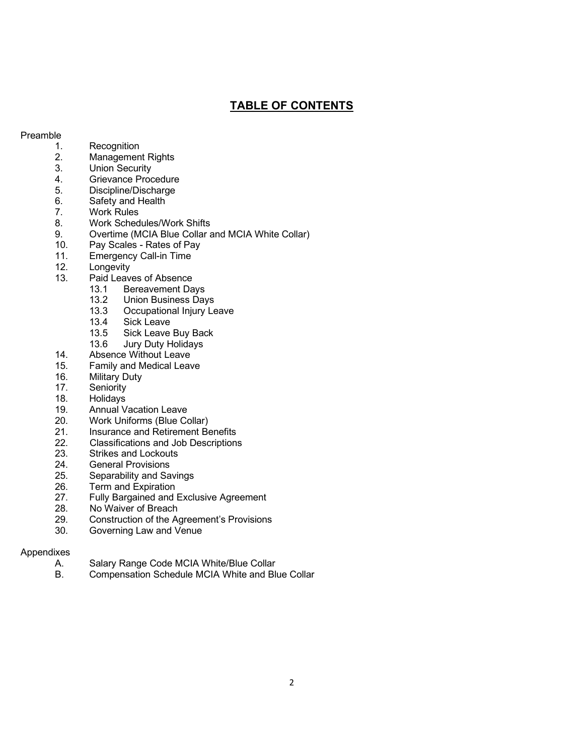## TABLE OF CONTENTS

Preamble

1. Recognition
2. Management Rights
3. Union Security
4. Grievance Procedure
5. Discipline/Discharge
6. Safety and Health
7. Work Rules
8. Work Schedules/Work Shifts
9. Overtime (MCIA Blue Collar and MCIA White Collar)
10. Pay Scales - Rates of Pay
11. Emergency Call-in Time
12. Longevity
13. Paid Leaves of Absence
    - 13.1 Bereavement Days
    - 13.2 Union Business Days
    - 13.3 Occupational Injury Leave
    - 13.4 Sick Leave
    - 13.5 Sick Leave Buy Back
    - 13.6 Jury Duty Holidays
14. Absence Without Leave
15. Family and Medical Leave
16. Military Duty
17. Seniority
18. Holidays
19. Annual Vacation Leave
20. Work Uniforms (Blue Collar)
21. Insurance and Retirement Benefits
22. Classifications and Job Descriptions
23. Strikes and Lockouts
24. General Provisions
25. Separability and Savings
26. Term and Expiration
27. Fully Bargained and Exclusive Agreement
28. No Waiver of Breach
29. Construction of the Agreement's Provisions
30. Governing Law and Venue

Appendixes

- A. Salary Range Code MCIA White/Blue Collar
- B. Compensation Schedule MCIA White and Blue Collar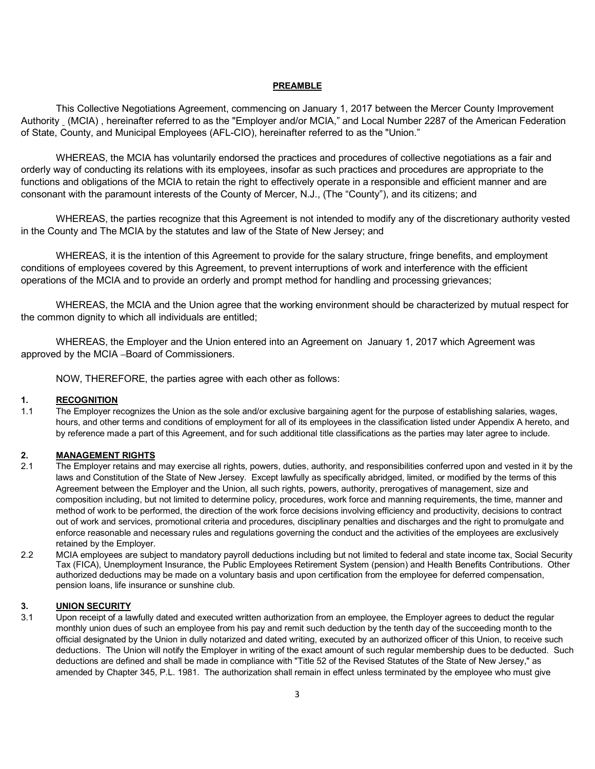## PREAMBLE

This Collective Negotiations Agreement, commencing on January 1, 2017 between the Mercer County Improvement Authority _ (MCIA) , hereinafter referred to as the "Employer and/or MCIA," and Local Number 2287 of the American Federation of State, County, and Municipal Employees (AFL-CIO), hereinafter referred to as the "Union."

WHEREAS, the MCIA has voluntarily endorsed the practices and procedures of collective negotiations as a fair and orderly way of conducting its relations with its employees, insofar as such practices and procedures are appropriate to the functions and obligations of the MCIA to retain the right to effectively operate in a responsible and efficient manner and are consonant with the paramount interests of the County of Mercer, N.J., (The "County"), and its citizens; and

WHEREAS, the parties recognize that this Agreement is not intended to modify any of the discretionary authority vested in the County and The MCIA by the statutes and law of the State of New Jersey; and

WHEREAS, it is the intention of this Agreement to provide for the salary structure, fringe benefits, and employment conditions of employees covered by this Agreement, to prevent interruptions of work and interference with the efficient operations of the MCIA and to provide an orderly and prompt method for handling and processing grievances;

WHEREAS, the MCIA and the Union agree that the working environment should be characterized by mutual respect for the common dignity to which all individuals are entitled;

WHEREAS, the Employer and the Union entered into an Agreement on January 1, 2017 which Agreement was approved by the MCIA –Board of Commissioners.

NOW, THEREFORE, the parties agree with each other as follows:

### 1. RECOGNITION

1.1 The Employer recognizes the Union as the sole and/or exclusive bargaining agent for the purpose of establishing salaries, wages, hours, and other terms and conditions of employment for all of its employees in the classification listed under Appendix A hereto, and by reference made a part of this Agreement, and for such additional title classifications as the parties may later agree to include.

### 2. MANAGEMENT RIGHTS

2.1 The Employer retains and may exercise all rights, powers, duties, authority, and responsibilities conferred upon and vested in it by the laws and Constitution of the State of New Jersey. Except lawfully as specifically abridged, limited, or modified by the terms of this Agreement between the Employer and the Union, all such rights, powers, authority, prerogatives of management, size and composition including, but not limited to determine policy, procedures, work force and manning requirements, the time, manner and method of work to be performed, the direction of the work force decisions involving efficiency and productivity, decisions to contract out of work and services, promotional criteria and procedures, disciplinary penalties and discharges and the right to promulgate and enforce reasonable and necessary rules and regulations governing the conduct and the activities of the employees are exclusively retained by the Employer.

2.2 MCIA employees are subject to mandatory payroll deductions including but not limited to federal and state income tax, Social Security Tax (FICA), Unemployment Insurance, the Public Employees Retirement System (pension) and Health Benefits Contributions. Other authorized deductions may be made on a voluntary basis and upon certification from the employee for deferred compensation, pension loans, life insurance or sunshine club.

### 3. UNION SECURITY

3.1 Upon receipt of a lawfully dated and executed written authorization from an employee, the Employer agrees to deduct the regular monthly union dues of such an employee from his pay and remit such deduction by the tenth day of the succeeding month to the official designated by the Union in dully notarized and dated writing, executed by an authorized officer of this Union, to receive such deductions. The Union will notify the Employer in writing of the exact amount of such regular membership dues to be deducted. Such deductions are defined and shall be made in compliance with "Title 52 of the Revised Statutes of the State of New Jersey," as amended by Chapter 345, P.L. 1981. The authorization shall remain in effect unless terminated by the employee who must give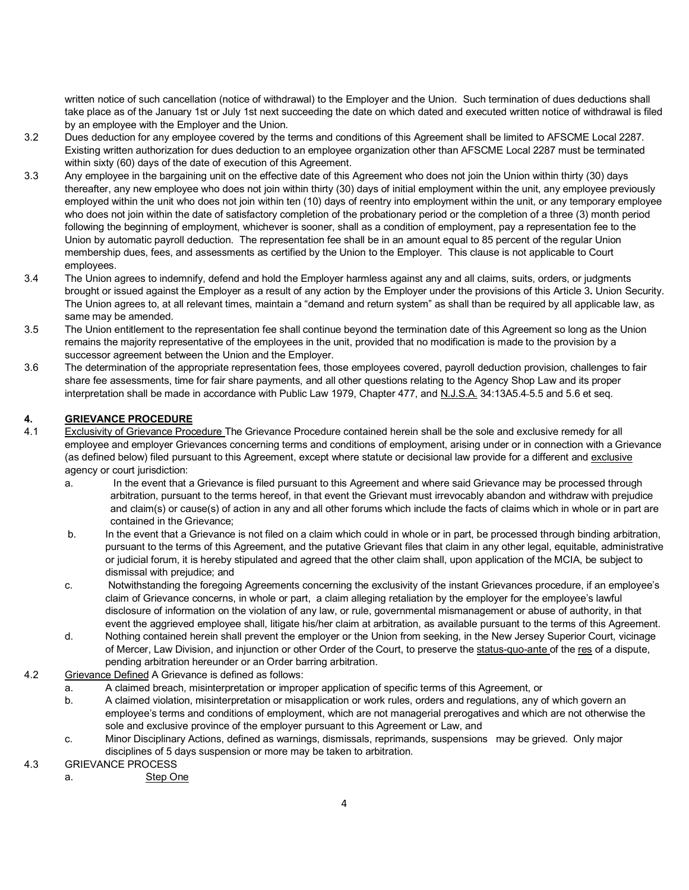written notice of such cancellation (notice of withdrawal) to the Employer and the Union. Such termination of dues deductions shall take place as of the January 1st or July 1st next succeeding the date on which dated and executed written notice of withdrawal is filed by an employee with the Employer and the Union.

3.2 Dues deduction for any employee covered by the terms and conditions of this Agreement shall be limited to AFSCME Local 2287. Existing written authorization for dues deduction to an employee organization other than AFSCME Local 2287 must be terminated within sixty (60) days of the date of execution of this Agreement.

3.3 Any employee in the bargaining unit on the effective date of this Agreement who does not join the Union within thirty (30) days thereafter, any new employee who does not join within thirty (30) days of initial employment within the unit, any employee previously employed within the unit who does not join within ten (10) days of reentry into employment within the unit, or any temporary employee who does not join within the date of satisfactory completion of the probationary period or the completion of a three (3) month period following the beginning of employment, whichever is sooner, shall as a condition of employment, pay a representation fee to the Union by automatic payroll deduction. The representation fee shall be in an amount equal to 85 percent of the regular Union membership dues, fees, and assessments as certified by the Union to the Employer. This clause is not applicable to Court employees.

3.4 The Union agrees to indemnify, defend and hold the Employer harmless against any and all claims, suits, orders, or judgments brought or issued against the Employer as a result of any action by the Employer under the provisions of this Article 3**.** Union Security. The Union agrees to, at all relevant times, maintain a "demand and return system" as shall than be required by all applicable law, as same may be amended.

3.5 The Union entitlement to the representation fee shall continue beyond the termination date of this Agreement so long as the Union remains the majority representative of the employees in the unit, provided that no modification is made to the provision by a successor agreement between the Union and the Employer.

3.6 The determination of the appropriate representation fees, those employees covered, payroll deduction provision, challenges to fair share fee assessments, time for fair share payments, and all other questions relating to the Agency Shop Law and its proper interpretation shall be made in accordance with Public Law 1979, Chapter 477, and N.J.S.A. 34:13A5.4-5.5 and 5.6 et seq.

## 4. GRIEVANCE PROCEDURE

4.1 Exclusivity of Grievance Procedure The Grievance Procedure contained herein shall be the sole and exclusive remedy for all employee and employer Grievances concerning terms and conditions of employment, arising under or in connection with a Grievance (as defined below) filed pursuant to this Agreement, except where statute or decisional law provide for a different and exclusive agency or court jurisdiction:

- a. In the event that a Grievance is filed pursuant to this Agreement and where said Grievance may be processed through arbitration, pursuant to the terms hereof, in that event the Grievant must irrevocably abandon and withdraw with prejudice and claim(s) or cause(s) of action in any and all other forums which include the facts of claims which in whole or in part are contained in the Grievance;
- b. In the event that a Grievance is not filed on a claim which could in whole or in part, be processed through binding arbitration, pursuant to the terms of this Agreement, and the putative Grievant files that claim in any other legal, equitable, administrative or judicial forum, it is hereby stipulated and agreed that the other claim shall, upon application of the MCIA, be subject to dismissal with prejudice; and
- c. Notwithstanding the foregoing Agreements concerning the exclusivity of the instant Grievances procedure, if an employee's claim of Grievance concerns, in whole or part, a claim alleging retaliation by the employer for the employee's lawful disclosure of information on the violation of any law, or rule, governmental mismanagement or abuse of authority, in that event the aggrieved employee shall, litigate his/her claim at arbitration, as available pursuant to the terms of this Agreement.
- d. Nothing contained herein shall prevent the employer or the Union from seeking, in the New Jersey Superior Court, vicinage of Mercer, Law Division, and injunction or other Order of the Court, to preserve the status-quo-ante of the res of a dispute, pending arbitration hereunder or an Order barring arbitration.

4.2 Grievance Defined A Grievance is defined as follows:

- a. A claimed breach, misinterpretation or improper application of specific terms of this Agreement, or
- b. A claimed violation, misinterpretation or misapplication or work rules, orders and regulations, any of which govern an employee's terms and conditions of employment, which are not managerial prerogatives and which are not otherwise the sole and exclusive province of the employer pursuant to this Agreement or Law, and
- c. Minor Disciplinary Actions, defined as warnings, dismissals, reprimands, suspensions may be grieved. Only major disciplines of 5 days suspension or more may be taken to arbitration.

4.3 GRIEVANCE PROCESS

- a. Step One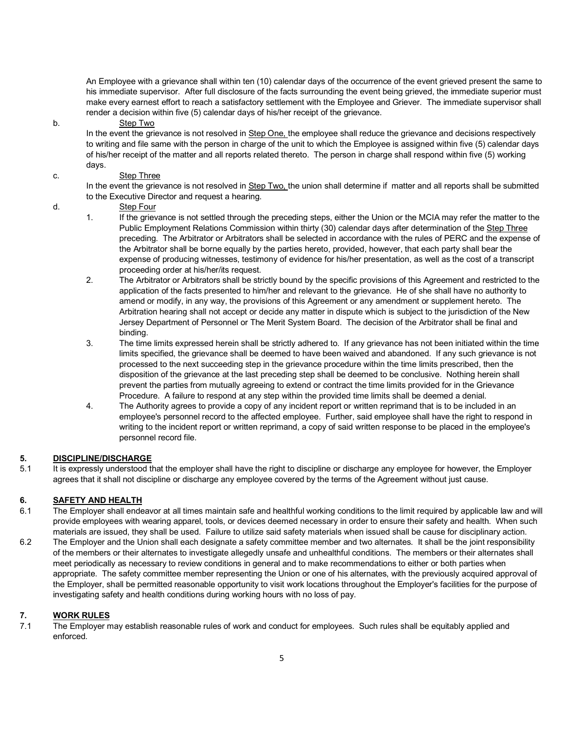An Employee with a grievance shall within ten (10) calendar days of the occurrence of the event grieved present the same to his immediate supervisor. After full disclosure of the facts surrounding the event being grieved, the immediate superior must make every earnest effort to reach a satisfactory settlement with the Employee and Griever. The immediate supervisor shall render a decision within five (5) calendar days of his/her receipt of the grievance.

b. <u>Step Two</u>

In the event the grievance is not resolved in <u>Step One,</u> the employee shall reduce the grievance and decisions respectively to writing and file same with the person in charge of the unit to which the Employee is assigned within five (5) calendar days of his/her receipt of the matter and all reports related thereto. The person in charge shall respond within five (5) working days.

c. <u>Step Three</u>

In the event the grievance is not resolved in <u>Step Two,</u> the union shall determine if matter and all reports shall be submitted to the Executive Director and request a hearing.

d. <u>Step Four</u>

1. If the grievance is not settled through the preceding steps, either the Union or the MCIA may refer the matter to the Public Employment Relations Commission within thirty (30) calendar days after determination of the <u>Step Three</u> preceding. The Arbitrator or Arbitrators shall be selected in accordance with the rules of PERC and the expense of the Arbitrator shall be borne equally by the parties hereto, provided, however, that each party shall bear the expense of producing witnesses, testimony of evidence for his/her presentation, as well as the cost of a transcript proceeding order at his/her/its request.
2. The Arbitrator or Arbitrators shall be strictly bound by the specific provisions of this Agreement and restricted to the application of the facts presented to him/her and relevant to the grievance. He of she shall have no authority to amend or modify, in any way, the provisions of this Agreement or any amendment or supplement hereto. The Arbitration hearing shall not accept or decide any matter in dispute which is subject to the jurisdiction of the New Jersey Department of Personnel or The Merit System Board. The decision of the Arbitrator shall be final and binding.
3. The time limits expressed herein shall be strictly adhered to. If any grievance has not been initiated within the time limits specified, the grievance shall be deemed to have been waived and abandoned. If any such grievance is not processed to the next succeeding step in the grievance procedure within the time limits prescribed, then the disposition of the grievance at the last preceding step shall be deemed to be conclusive. Nothing herein shall prevent the parties from mutually agreeing to extend or contract the time limits provided for in the Grievance Procedure. A failure to respond at any step within the provided time limits shall be deemed a denial.
4. The Authority agrees to provide a copy of any incident report or written reprimand that is to be included in an employee's personnel record to the affected employee. Further, said employee shall have the right to respond in writing to the incident report or written reprimand, a copy of said written response to be placed in the employee's personnel record file.

## 5. <u>DISCIPLINE/DISCHARGE</u>

5.1 It is expressly understood that the employer shall have the right to discipline or discharge any employee for however, the Employer agrees that it shall not discipline or discharge any employee covered by the terms of the Agreement without just cause.

## 6. <u>SAFETY AND HEALTH</u>

6.1 The Employer shall endeavor at all times maintain safe and healthful working conditions to the limit required by applicable law and will provide employees with wearing apparel, tools, or devices deemed necessary in order to ensure their safety and health. When such materials are issued, they shall be used. Failure to utilize said safety materials when issued shall be cause for disciplinary action.

6.2 The Employer and the Union shall each designate a safety committee member and two alternates. It shall be the joint responsibility of the members or their alternates to investigate allegedly unsafe and unhealthful conditions. The members or their alternates shall meet periodically as necessary to review conditions in general and to make recommendations to either or both parties when appropriate. The safety committee member representing the Union or one of his alternates, with the previously acquired approval of the Employer, shall be permitted reasonable opportunity to visit work locations throughout the Employer's facilities for the purpose of investigating safety and health conditions during working hours with no loss of pay.

## 7. <u>WORK RULES</u>

7.1 The Employer may establish reasonable rules of work and conduct for employees. Such rules shall be equitably applied and enforced.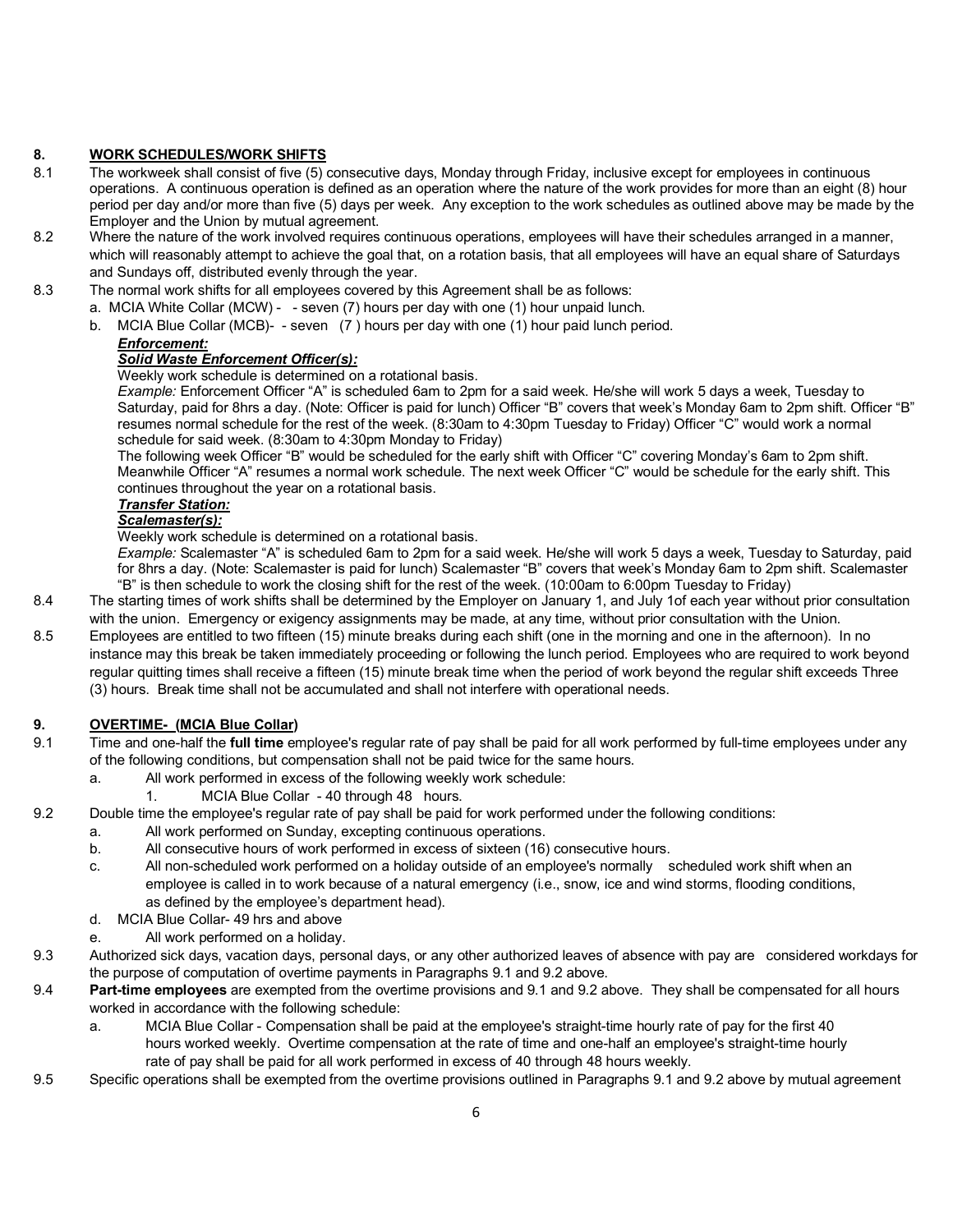## 8. WORK SCHEDULES/WORK SHIFTS

8.1 The workweek shall consist of five (5) consecutive days, Monday through Friday, inclusive except for employees in continuous operations. A continuous operation is defined as an operation where the nature of the work provides for more than an eight (8) hour period per day and/or more than five (5) days per week. Any exception to the work schedules as outlined above may be made by the Employer and the Union by mutual agreement.

8.2 Where the nature of the work involved requires continuous operations, employees will have their schedules arranged in a manner, which will reasonably attempt to achieve the goal that, on a rotation basis, that all employees will have an equal share of Saturdays and Sundays off, distributed evenly through the year.

8.3 The normal work shifts for all employees covered by this Agreement shall be as follows:

a. MCIA White Collar (MCW) - - seven (7) hours per day with one (1) hour unpaid lunch.

b. MCIA Blue Collar (MCB)- - seven (7 ) hours per day with one (1) hour paid lunch period.

***Enforcement:***

***Solid Waste Enforcement Officer(s):***

Weekly work schedule is determined on a rotational basis.

*Example:* Enforcement Officer "A" is scheduled 6am to 2pm for a said week. He/she will work 5 days a week, Tuesday to Saturday, paid for 8hrs a day. (Note: Officer is paid for lunch) Officer "B" covers that week's Monday 6am to 2pm shift. Officer "B" resumes normal schedule for the rest of the week. (8:30am to 4:30pm Tuesday to Friday) Officer "C" would work a normal schedule for said week. (8:30am to 4:30pm Monday to Friday)

The following week Officer "B" would be scheduled for the early shift with Officer "C" covering Monday's 6am to 2pm shift. Meanwhile Officer "A" resumes a normal work schedule. The next week Officer "C" would be schedule for the early shift. This continues throughout the year on a rotational basis.

***Transfer Station:***

***Scalemaster(s):***

Weekly work schedule is determined on a rotational basis.

*Example:* Scalemaster "A" is scheduled 6am to 2pm for a said week. He/she will work 5 days a week, Tuesday to Saturday, paid for 8hrs a day. (Note: Scalemaster is paid for lunch) Scalemaster "B" covers that week's Monday 6am to 2pm shift. Scalemaster "B" is then schedule to work the closing shift for the rest of the week. (10:00am to 6:00pm Tuesday to Friday)

8.4 The starting times of work shifts shall be determined by the Employer on January 1, and July 1of each year without prior consultation with the union. Emergency or exigency assignments may be made, at any time, without prior consultation with the Union.

8.5 Employees are entitled to two fifteen (15) minute breaks during each shift (one in the morning and one in the afternoon). In no instance may this break be taken immediately proceeding or following the lunch period. Employees who are required to work beyond regular quitting times shall receive a fifteen (15) minute break time when the period of work beyond the regular shift exceeds Three (3) hours. Break time shall not be accumulated and shall not interfere with operational needs.

## 9. OVERTIME- (MCIA Blue Collar)

9.1 Time and one-half the **full time** employee's regular rate of pay shall be paid for all work performed by full-time employees under any of the following conditions, but compensation shall not be paid twice for the same hours.

a. All work performed in excess of the following weekly work schedule:

1. MCIA Blue Collar - 40 through 48 hours.

9.2 Double time the employee's regular rate of pay shall be paid for work performed under the following conditions:

a. All work performed on Sunday, excepting continuous operations.

b. All consecutive hours of work performed in excess of sixteen (16) consecutive hours.

c. All non-scheduled work performed on a holiday outside of an employee's normally scheduled work shift when an employee is called in to work because of a natural emergency (i.e., snow, ice and wind storms, flooding conditions, as defined by the employee's department head).

d. MCIA Blue Collar- 49 hrs and above

e. All work performed on a holiday.

9.3 Authorized sick days, vacation days, personal days, or any other authorized leaves of absence with pay are considered workdays for the purpose of computation of overtime payments in Paragraphs 9.1 and 9.2 above.

9.4 **Part-time employees** are exempted from the overtime provisions and 9.1 and 9.2 above. They shall be compensated for all hours worked in accordance with the following schedule:

a. MCIA Blue Collar - Compensation shall be paid at the employee's straight-time hourly rate of pay for the first 40 hours worked weekly. Overtime compensation at the rate of time and one-half an employee's straight-time hourly rate of pay shall be paid for all work performed in excess of 40 through 48 hours weekly.

9.5 Specific operations shall be exempted from the overtime provisions outlined in Paragraphs 9.1 and 9.2 above by mutual agreement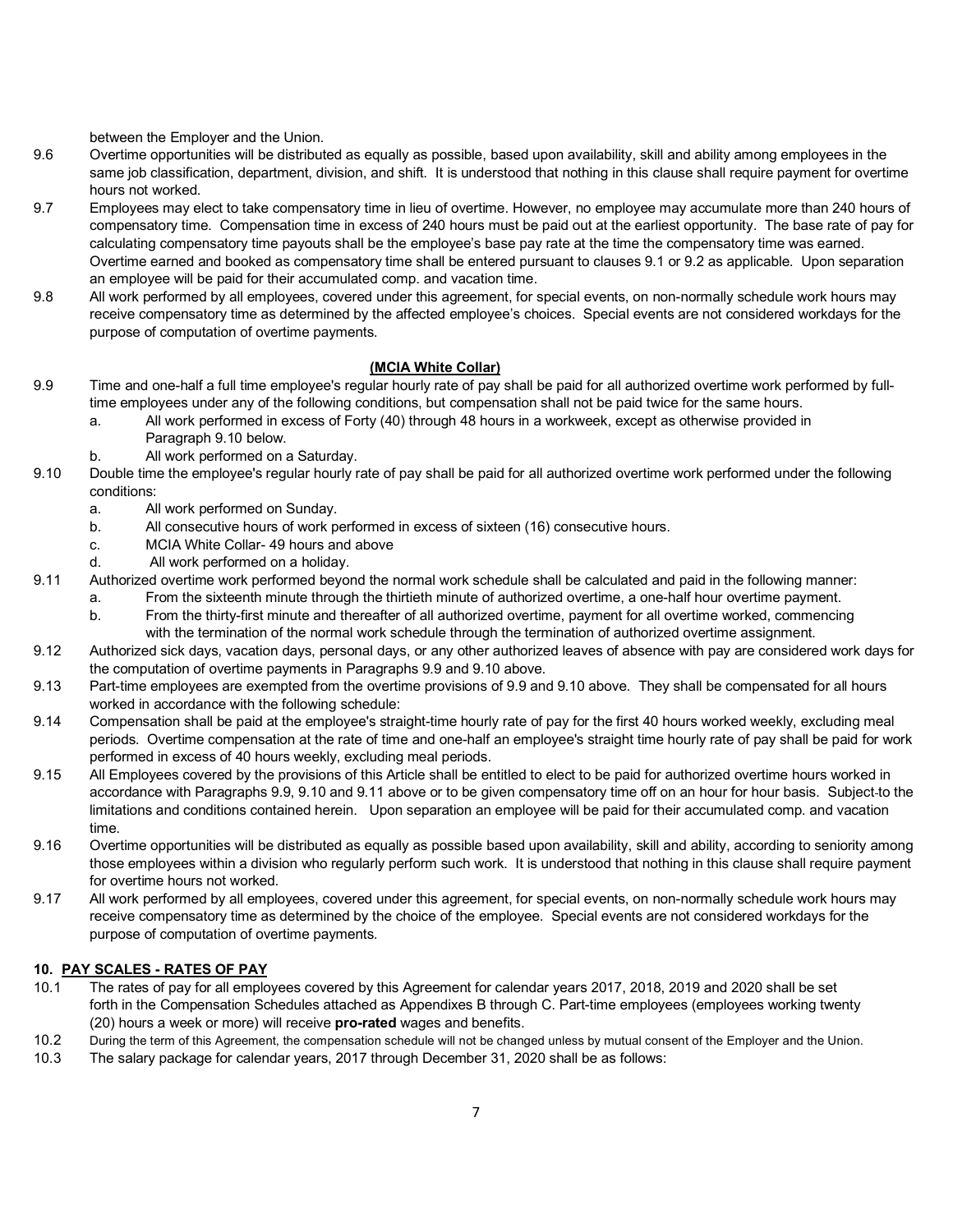between the Employer and the Union.

9.6 Overtime opportunities will be distributed as equally as possible, based upon availability, skill and ability among employees in the same job classification, department, division, and shift. It is understood that nothing in this clause shall require payment for overtime hours not worked.

9.7 Employees may elect to take compensatory time in lieu of overtime. However, no employee may accumulate more than 240 hours of compensatory time. Compensation time in excess of 240 hours must be paid out at the earliest opportunity. The base rate of pay for calculating compensatory time payouts shall be the employee's base pay rate at the time the compensatory time was earned. Overtime earned and booked as compensatory time shall be entered pursuant to clauses 9.1 or 9.2 as applicable. Upon separation an employee will be paid for their accumulated comp. and vacation time.

9.8 All work performed by all employees, covered under this agreement, for special events, on non-normally schedule work hours may receive compensatory time as determined by the affected employee's choices. Special events are not considered workdays for the purpose of computation of overtime payments.

**(MCIA White Collar)**

9.9 Time and one-half a full time employee's regular hourly rate of pay shall be paid for all authorized overtime work performed by full-time employees under any of the following conditions, but compensation shall not be paid twice for the same hours.
   a. All work performed in excess of Forty (40) through 48 hours in a workweek, except as otherwise provided in Paragraph 9.10 below.
   b. All work performed on a Saturday.

9.10 Double time the employee's regular hourly rate of pay shall be paid for all authorized overtime work performed under the following conditions:
   a. All work performed on Sunday.
   b. All consecutive hours of work performed in excess of sixteen (16) consecutive hours.
   c. MCIA White Collar- 49 hours and above
   d. All work performed on a holiday.

9.11 Authorized overtime work performed beyond the normal work schedule shall be calculated and paid in the following manner:
   a. From the sixteenth minute through the thirtieth minute of authorized overtime, a one-half hour overtime payment.
   b. From the thirty-first minute and thereafter of all authorized overtime, payment for all overtime worked, commencing with the termination of the normal work schedule through the termination of authorized overtime assignment.

9.12 Authorized sick days, vacation days, personal days, or any other authorized leaves of absence with pay are considered work days for the computation of overtime payments in Paragraphs 9.9 and 9.10 above.

9.13 Part-time employees are exempted from the overtime provisions of 9.9 and 9.10 above. They shall be compensated for all hours worked in accordance with the following schedule:

9.14 Compensation shall be paid at the employee's straight-time hourly rate of pay for the first 40 hours worked weekly, excluding meal periods. Overtime compensation at the rate of time and one-half an employee's straight time hourly rate of pay shall be paid for work performed in excess of 40 hours weekly, excluding meal periods.

9.15 All Employees covered by the provisions of this Article shall be entitled to elect to be paid for authorized overtime hours worked in accordance with Paragraphs 9.9, 9.10 and 9.11 above or to be given compensatory time off on an hour for hour basis. Subject-to the limitations and conditions contained herein. Upon separation an employee will be paid for their accumulated comp. and vacation time.

9.16 Overtime opportunities will be distributed as equally as possible based upon availability, skill and ability, according to seniority among those employees within a division who regularly perform such work. It is understood that nothing in this clause shall require payment for overtime hours not worked.

9.17 All work performed by all employees, covered under this agreement, for special events, on non-normally schedule work hours may receive compensatory time as determined by the choice of the employee. Special events are not considered workdays for the purpose of computation of overtime payments.

## 10. PAY SCALES - RATES OF PAY

10.1 The rates of pay for all employees covered by this Agreement for calendar years 2017, 2018, 2019 and 2020 shall be set forth in the Compensation Schedules attached as Appendixes B through C. Part-time employees (employees working twenty (20) hours a week or more) will receive **pro-rated** wages and benefits.

10.2 During the term of this Agreement, the compensation schedule will not be changed unless by mutual consent of the Employer and the Union.

10.3 The salary package for calendar years, 2017 through December 31, 2020 shall be as follows: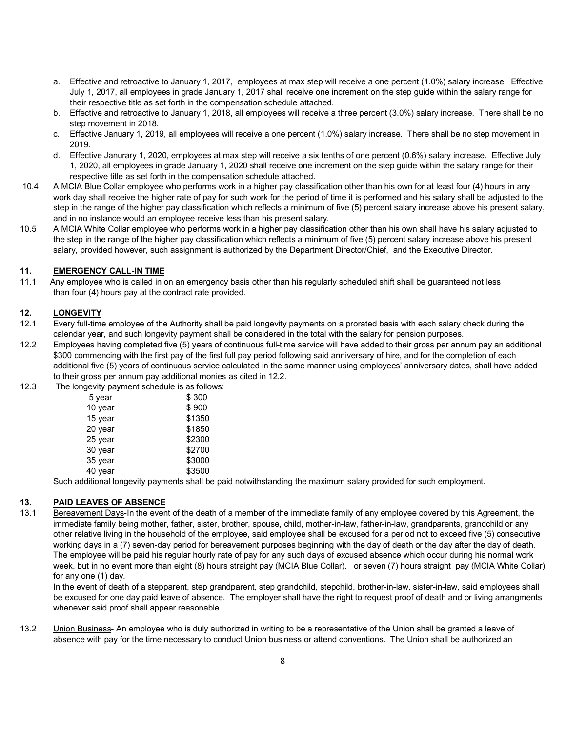a. Effective and retroactive to January 1, 2017, employees at max step will receive a one percent (1.0%) salary increase. Effective July 1, 2017, all employees in grade January 1, 2017 shall receive one increment on the step guide within the salary range for their respective title as set forth in the compensation schedule attached.

b. Effective and retroactive to January 1, 2018, all employees will receive a three percent (3.0%) salary increase. There shall be no step movement in 2018.

c. Effective January 1, 2019, all employees will receive a one percent (1.0%) salary increase. There shall be no step movement in 2019.

d. Effective Janurary 1, 2020, employees at max step will receive a six tenths of one percent (0.6%) salary increase. Effective July 1, 2020, all employees in grade January 1, 2020 shall receive one increment on the step guide within the salary range for their respective title as set forth in the compensation schedule attached.

10.4 A MCIA Blue Collar employee who performs work in a higher pay classification other than his own for at least four (4) hours in any work day shall receive the higher rate of pay for such work for the period of time it is performed and his salary shall be adjusted to the step in the range of the higher pay classification which reflects a minimum of five (5) percent salary increase above his present salary, and in no instance would an employee receive less than his present salary.

10.5 A MCIA White Collar employee who performs work in a higher pay classification other than his own shall have his salary adjusted to the step in the range of the higher pay classification which reflects a minimum of five (5) percent salary increase above his present salary, provided however, such assignment is authorized by the Department Director/Chief, and the Executive Director.

## 11. EMERGENCY CALL-IN TIME

11.1 Any employee who is called in on an emergency basis other than his regularly scheduled shift shall be guaranteed not less than four (4) hours pay at the contract rate provided.

## 12. LONGEVITY

12.1 Every full-time employee of the Authority shall be paid longevity payments on a prorated basis with each salary check during the calendar year, and such longevity payment shall be considered in the total with the salary for pension purposes.

12.2 Employees having completed five (5) years of continuous full-time service will have added to their gross per annum pay an additional $300 commencing with the first pay of the first full pay period following said anniversary of hire, and for the completion of each additional five (5) years of continuous service calculated in the same manner using employees' anniversary dates, shall have added to their gross per annum pay additional monies as cited in 12.2.

12.3 The longevity payment schedule is as follows:

| | |
|---|---|
| 5 year | $ 300 |
| 10 year | $ 900 |
| 15 year | $1350 |
| 20 year | $1850 |
| 25 year | $2300 |
| 30 year | $2700 |
| 35 year | $3000 |
| 40 year | $3500 |

Such additional longevity payments shall be paid notwithstanding the maximum salary provided for such employment.

## 13. PAID LEAVES OF ABSENCE

13.1 <u>Bereavement Days</u>-In the event of the death of a member of the immediate family of any employee covered by this Agreement, the immediate family being mother, father, sister, brother, spouse, child, mother-in-law, father-in-law, grandparents, grandchild or any other relative living in the household of the employee, said employee shall be excused for a period not to exceed five (5) consecutive working days in a (7) seven-day period for bereavement purposes beginning with the day of death or the day after the day of death. The employee will be paid his regular hourly rate of pay for any such days of excused absence which occur during his normal work week, but in no event more than eight (8) hours straight pay (MCIA Blue Collar), or seven (7) hours straight pay (MCIA White Collar) for any one (1) day.

In the event of death of a stepparent, step grandparent, step grandchild, stepchild, brother-in-law, sister-in-law, said employees shall be excused for one day paid leave of absence. The employer shall have the right to request proof of death and or living arrangments whenever said proof shall appear reasonable.

13.2 <u>Union Business</u>- An employee who is duly authorized in writing to be a representative of the Union shall be granted a leave of absence with pay for the time necessary to conduct Union business or attend conventions. The Union shall be authorized an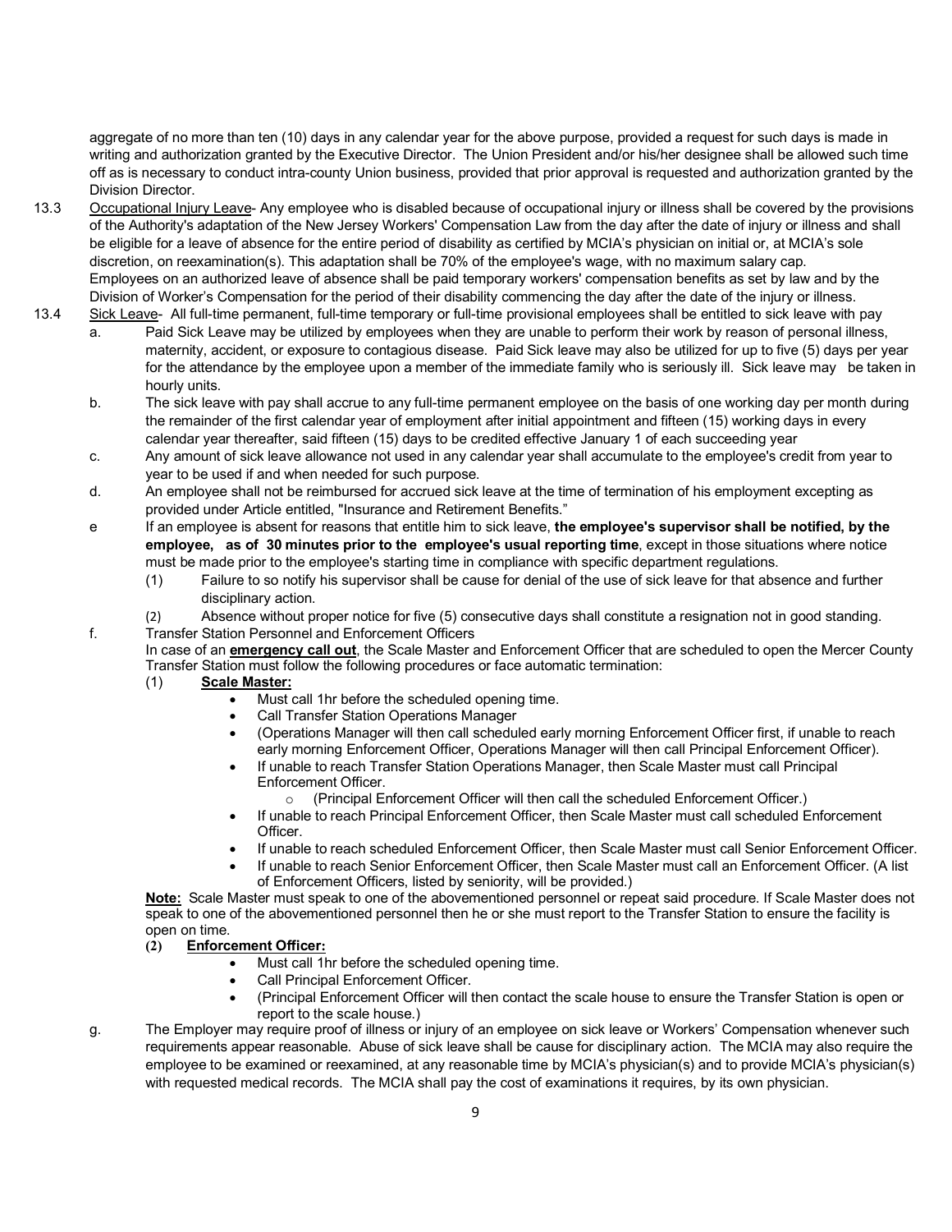aggregate of no more than ten (10) days in any calendar year for the above purpose, provided a request for such days is made in writing and authorization granted by the Executive Director. The Union President and/or his/her designee shall be allowed such time off as is necessary to conduct intra-county Union business, provided that prior approval is requested and authorization granted by the Division Director.

13.3 Occupational Injury Leave- Any employee who is disabled because of occupational injury or illness shall be covered by the provisions of the Authority's adaptation of the New Jersey Workers' Compensation Law from the day after the date of injury or illness and shall be eligible for a leave of absence for the entire period of disability as certified by MCIA's physician on initial or, at MCIA's sole discretion, on reexamination(s). This adaptation shall be 70% of the employee's wage, with no maximum salary cap. Employees on an authorized leave of absence shall be paid temporary workers' compensation benefits as set by law and by the Division of Worker's Compensation for the period of their disability commencing the day after the date of the injury or illness.

13.4 Sick Leave- All full-time permanent, full-time temporary or full-time provisional employees shall be entitled to sick leave with pay

a. Paid Sick Leave may be utilized by employees when they are unable to perform their work by reason of personal illness, maternity, accident, or exposure to contagious disease. Paid Sick leave may also be utilized for up to five (5) days per year for the attendance by the employee upon a member of the immediate family who is seriously ill. Sick leave may be taken in hourly units.

b. The sick leave with pay shall accrue to any full-time permanent employee on the basis of one working day per month during the remainder of the first calendar year of employment after initial appointment and fifteen (15) working days in every calendar year thereafter, said fifteen (15) days to be credited effective January 1 of each succeeding year

c. Any amount of sick leave allowance not used in any calendar year shall accumulate to the employee's credit from year to year to be used if and when needed for such purpose.

d. An employee shall not be reimbursed for accrued sick leave at the time of termination of his employment excepting as provided under Article entitled, "Insurance and Retirement Benefits."

e If an employee is absent for reasons that entitle him to sick leave, **the employee's supervisor shall be notified, by the employee, as of 30 minutes prior to the employee's usual reporting time**, except in those situations where notice must be made prior to the employee's starting time in compliance with specific department regulations.

(1) Failure to so notify his supervisor shall be cause for denial of the use of sick leave for that absence and further disciplinary action.

(2) Absence without proper notice for five (5) consecutive days shall constitute a resignation not in good standing.

f. Transfer Station Personnel and Enforcement Officers

In case of an **emergency call out**, the Scale Master and Enforcement Officer that are scheduled to open the Mercer County Transfer Station must follow the following procedures or face automatic termination:

(1) **Scale Master:**

- Must call 1hr before the scheduled opening time.
- Call Transfer Station Operations Manager
- (Operations Manager will then call scheduled early morning Enforcement Officer first, if unable to reach early morning Enforcement Officer, Operations Manager will then call Principal Enforcement Officer).
- If unable to reach Transfer Station Operations Manager, then Scale Master must call Principal Enforcement Officer.
  - (Principal Enforcement Officer will then call the scheduled Enforcement Officer.)
- If unable to reach Principal Enforcement Officer, then Scale Master must call scheduled Enforcement Officer.
- If unable to reach scheduled Enforcement Officer, then Scale Master must call Senior Enforcement Officer.
- If unable to reach Senior Enforcement Officer, then Scale Master must call an Enforcement Officer. (A list of Enforcement Officers, listed by seniority, will be provided.)

**Note:** Scale Master must speak to one of the abovementioned personnel or repeat said procedure. If Scale Master does not speak to one of the abovementioned personnel then he or she must report to the Transfer Station to ensure the facility is open on time.

(2) **Enforcement Officer:**

- Must call 1hr before the scheduled opening time.
- Call Principal Enforcement Officer.
- (Principal Enforcement Officer will then contact the scale house to ensure the Transfer Station is open or report to the scale house.)

g. The Employer may require proof of illness or injury of an employee on sick leave or Workers' Compensation whenever such requirements appear reasonable. Abuse of sick leave shall be cause for disciplinary action. The MCIA may also require the employee to be examined or reexamined, at any reasonable time by MCIA's physician(s) and to provide MCIA's physician(s) with requested medical records. The MCIA shall pay the cost of examinations it requires, by its own physician.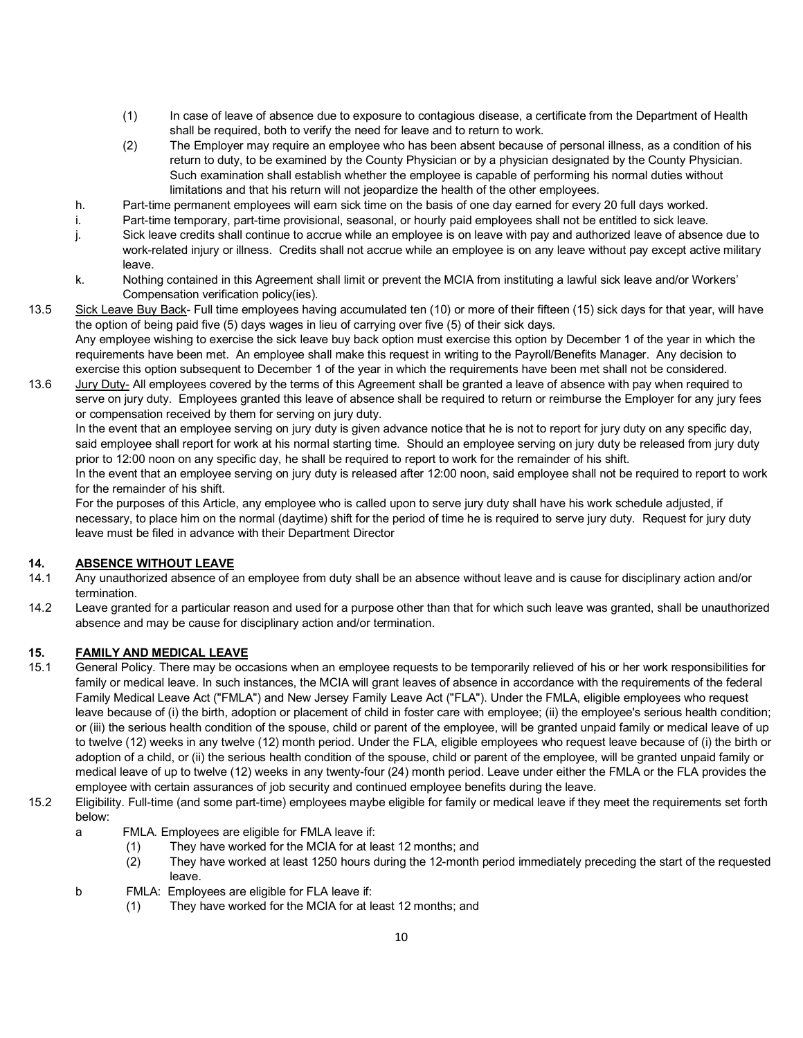(1) In case of leave of absence due to exposure to contagious disease, a certificate from the Department of Health shall be required, both to verify the need for leave and to return to work.

(2) The Employer may require an employee who has been absent because of personal illness, as a condition of his return to duty, to be examined by the County Physician or by a physician designated by the County Physician. Such examination shall establish whether the employee is capable of performing his normal duties without limitations and that his return will not jeopardize the health of the other employees.

h. Part-time permanent employees will earn sick time on the basis of one day earned for every 20 full days worked.

i. Part-time temporary, part-time provisional, seasonal, or hourly paid employees shall not be entitled to sick leave.

j. Sick leave credits shall continue to accrue while an employee is on leave with pay and authorized leave of absence due to work-related injury or illness. Credits shall not accrue while an employee is on any leave without pay except active military leave.

k. Nothing contained in this Agreement shall limit or prevent the MCIA from instituting a lawful sick leave and/or Workers' Compensation verification policy(ies).

13.5 <u>Sick Leave Buy Back</u>- Full time employees having accumulated ten (10) or more of their fifteen (15) sick days for that year, will have the option of being paid five (5) days wages in lieu of carrying over five (5) of their sick days.
Any employee wishing to exercise the sick leave buy back option must exercise this option by December 1 of the year in which the requirements have been met. An employee shall make this request in writing to the Payroll/Benefits Manager. Any decision to exercise this option subsequent to December 1 of the year in which the requirements have been met shall not be considered.

13.6 <u>Jury Duty-</u> All employees covered by the terms of this Agreement shall be granted a leave of absence with pay when required to serve on jury duty. Employees granted this leave of absence shall be required to return or reimburse the Employer for any jury fees or compensation received by them for serving on jury duty.
In the event that an employee serving on jury duty is given advance notice that he is not to report for jury duty on any specific day, said employee shall report for work at his normal starting time. Should an employee serving on jury duty be released from jury duty prior to 12:00 noon on any specific day, he shall be required to report to work for the remainder of his shift.
In the event that an employee serving on jury duty is released after 12:00 noon, said employee shall not be required to report to work for the remainder of his shift.
For the purposes of this Article, any employee who is called upon to serve jury duty shall have his work schedule adjusted, if necessary, to place him on the normal (daytime) shift for the period of time he is required to serve jury duty. Request for jury duty leave must be filed in advance with their Department Director

## 14. <u>ABSENCE WITHOUT LEAVE</u>

14.1 Any unauthorized absence of an employee from duty shall be an absence without leave and is cause for disciplinary action and/or termination.

14.2 Leave granted for a particular reason and used for a purpose other than that for which such leave was granted, shall be unauthorized absence and may be cause for disciplinary action and/or termination.

## 15. <u>FAMILY AND MEDICAL LEAVE</u>

15.1 General Policy. There may be occasions when an employee requests to be temporarily relieved of his or her work responsibilities for family or medical leave. In such instances, the MCIA will grant leaves of absence in accordance with the requirements of the federal Family Medical Leave Act ("FMLA") and New Jersey Family Leave Act ("FLA"). Under the FMLA, eligible employees who request leave because of (i) the birth, adoption or placement of child in foster care with employee; (ii) the employee's serious health condition; or (iii) the serious health condition of the spouse, child or parent of the employee, will be granted unpaid family or medical leave of up to twelve (12) weeks in any twelve (12) month period. Under the FLA, eligible employees who request leave because of (i) the birth or adoption of a child, or (ii) the serious health condition of the spouse, child or parent of the employee, will be granted unpaid family or medical leave of up to twelve (12) weeks in any twenty-four (24) month period. Leave under either the FMLA or the FLA provides the employee with certain assurances of job security and continued employee benefits during the leave.

15.2 Eligibility. Full-time (and some part-time) employees maybe eligible for family or medical leave if they meet the requirements set forth below:

a FMLA. Employees are eligible for FMLA leave if:

(1) They have worked for the MCIA for at least 12 months; and

(2) They have worked at least 1250 hours during the 12-month period immediately preceding the start of the requested leave.

b FMLA: Employees are eligible for FLA leave if:

(1) They have worked for the MCIA for at least 12 months; and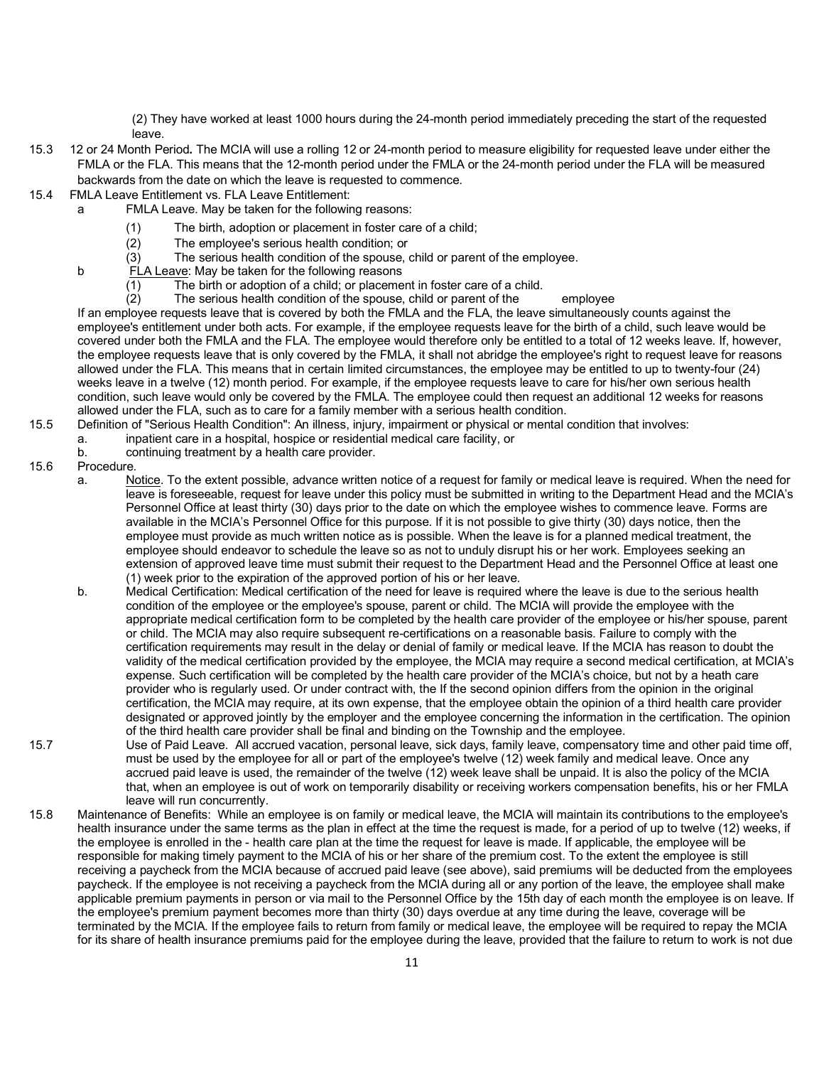(2) They have worked at least 1000 hours during the 24-month period immediately preceding the start of the requested leave.

15.3 12 or 24 Month Period**.** The MCIA will use a rolling 12 or 24-month period to measure eligibility for requested leave under either the FMLA or the FLA. This means that the 12-month period under the FMLA or the 24-month period under the FLA will be measured backwards from the date on which the leave is requested to commence.

15.4 FMLA Leave Entitlement vs. FLA Leave Entitlement:

a FMLA Leave. May be taken for the following reasons:

(1) The birth, adoption or placement in foster care of a child;
(2) The employee's serious health condition; or
(3) The serious health condition of the spouse, child or parent of the employee.

b <u>FLA Leave</u>: May be taken for the following reasons

(1) The birth or adoption of a child; or placement in foster care of a child.
(2) The serious health condition of the spouse, child or parent of the employee

If an employee requests leave that is covered by both the FMLA and the FLA, the leave simultaneously counts against the employee's entitlement under both acts. For example, if the employee requests leave for the birth of a child, such leave would be covered under both the FMLA and the FLA. The employee would therefore only be entitled to a total of 12 weeks leave. If, however, the employee requests leave that is only covered by the FMLA, it shall not abridge the employee's right to request leave for reasons allowed under the FLA. This means that in certain limited circumstances, the employee may be entitled to up to twenty-four (24) weeks leave in a twelve (12) month period. For example, if the employee requests leave to care for his/her own serious health condition, such leave would only be covered by the FMLA. The employee could then request an additional 12 weeks for reasons allowed under the FLA, such as to care for a family member with a serious health condition.

15.5 Definition of "Serious Health Condition": An illness, injury, impairment or physical or mental condition that involves:

a. inpatient care in a hospital, hospice or residential medical care facility, or
b. continuing treatment by a health care provider.

15.6 Procedure.

a. <u>Notice</u>. To the extent possible, advance written notice of a request for family or medical leave is required. When the need for leave is foreseeable, request for leave under this policy must be submitted in writing to the Department Head and the MCIA's Personnel Office at least thirty (30) days prior to the date on which the employee wishes to commence leave. Forms are available in the MCIA's Personnel Office for this purpose. If it is not possible to give thirty (30) days notice, then the employee must provide as much written notice as is possible. When the leave is for a planned medical treatment, the employee should endeavor to schedule the leave so as not to unduly disrupt his or her work. Employees seeking an extension of approved leave time must submit their request to the Department Head and the Personnel Office at least one (1) week prior to the expiration of the approved portion of his or her leave.

b. Medical Certification: Medical certification of the need for leave is required where the leave is due to the serious health condition of the employee or the employee's spouse, parent or child. The MCIA will provide the employee with the appropriate medical certification form to be completed by the health care provider of the employee or his/her spouse, parent or child. The MCIA may also require subsequent re-certifications on a reasonable basis. Failure to comply with the certification requirements may result in the delay or denial of family or medical leave. If the MCIA has reason to doubt the validity of the medical certification provided by the employee, the MCIA may require a second medical certification, at MCIA's expense. Such certification will be completed by the health care provider of the MCIA's choice, but not by a heath care provider who is regularly used. Or under contract with, the If the second opinion differs from the opinion in the original certification, the MCIA may require, at its own expense, that the employee obtain the opinion of a third health care provider designated or approved jointly by the employer and the employee concerning the information in the certification. The opinion of the third health care provider shall be final and binding on the Township and the employee.

15.7 Use of Paid Leave. All accrued vacation, personal leave, sick days, family leave, compensatory time and other paid time off, must be used by the employee for all or part of the employee's twelve (12) week family and medical leave. Once any accrued paid leave is used, the remainder of the twelve (12) week leave shall be unpaid. It is also the policy of the MCIA that, when an employee is out of work on temporarily disability or receiving workers compensation benefits, his or her FMLA leave will run concurrently.

15.8 Maintenance of Benefits: While an employee is on family or medical leave, the MCIA will maintain its contributions to the employee's health insurance under the same terms as the plan in effect at the time the request is made, for a period of up to twelve (12) weeks, if the employee is enrolled in the - health care plan at the time the request for leave is made. If applicable, the employee will be responsible for making timely payment to the MCIA of his or her share of the premium cost. To the extent the employee is still receiving a paycheck from the MCIA because of accrued paid leave (see above), said premiums will be deducted from the employees paycheck. If the employee is not receiving a paycheck from the MCIA during all or any portion of the leave, the employee shall make applicable premium payments in person or via mail to the Personnel Office by the 15th day of each month the employee is on leave. If the employee's premium payment becomes more than thirty (30) days overdue at any time during the leave, coverage will be terminated by the MCIA. If the employee fails to return from family or medical leave, the employee will be required to repay the MCIA for its share of health insurance premiums paid for the employee during the leave, provided that the failure to return to work is not due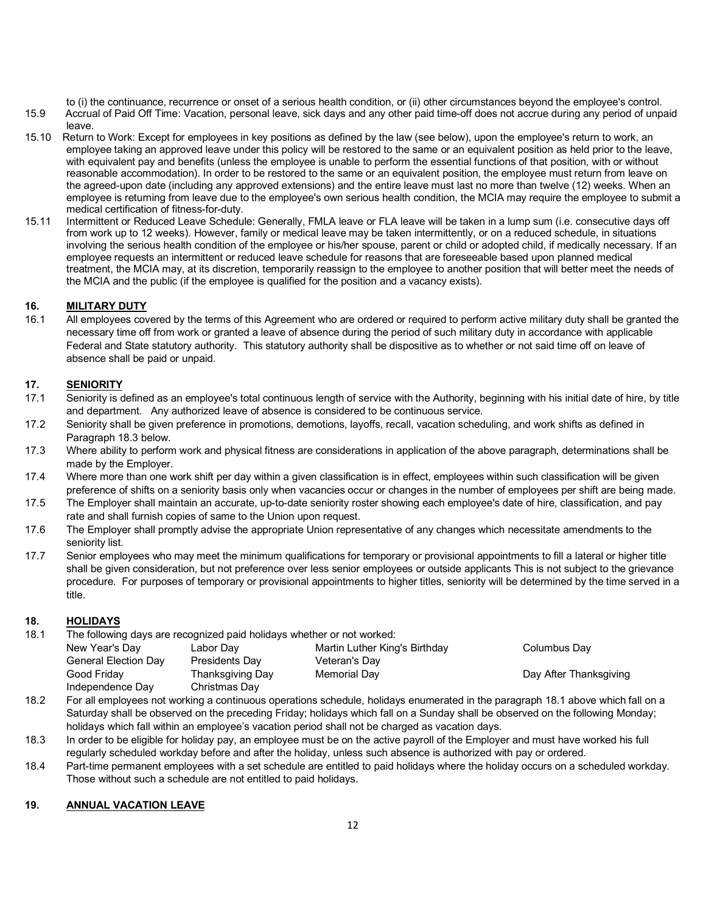to (i) the continuance, recurrence or onset of a serious health condition, or (ii) other circumstances beyond the employee's control.

15.9 Accrual of Paid Off Time: Vacation, personal leave, sick days and any other paid time-off does not accrue during any period of unpaid leave.

15.10 Return to Work: Except for employees in key positions as defined by the law (see below), upon the employee's return to work, an employee taking an approved leave under this policy will be restored to the same or an equivalent position as held prior to the leave, with equivalent pay and benefits (unless the employee is unable to perform the essential functions of that position, with or without reasonable accommodation). In order to be restored to the same or an equivalent position, the employee must return from leave on the agreed-upon date (including any approved extensions) and the entire leave must last no more than twelve (12) weeks. When an employee is returning from leave due to the employee's own serious health condition, the MCIA may require the employee to submit a medical certification of fitness-for-duty.

15.11 Intermittent or Reduced Leave Schedule: Generally, FMLA leave or FLA leave will be taken in a lump sum (i.e. consecutive days off from work up to 12 weeks). However, family or medical leave may be taken intermittently, or on a reduced schedule, in situations involving the serious health condition of the employee or his/her spouse, parent or child or adopted child, if medically necessary. If an employee requests an intermittent or reduced leave schedule for reasons that are foreseeable based upon planned medical treatment, the MCIA may, at its discretion, temporarily reassign to the employee to another position that will better meet the needs of the MCIA and the public (if the employee is qualified for the position and a vacancy exists).

## 16. MILITARY DUTY

16.1 All employees covered by the terms of this Agreement who are ordered or required to perform active military duty shall be granted the necessary time off from work or granted a leave of absence during the period of such military duty in accordance with applicable Federal and State statutory authority. This statutory authority shall be dispositive as to whether or not said time off on leave of absence shall be paid or unpaid.

## 17. SENIORITY

17.1 Seniority is defined as an employee's total continuous length of service with the Authority, beginning with his initial date of hire, by title and department. Any authorized leave of absence is considered to be continuous service.

17.2 Seniority shall be given preference in promotions, demotions, layoffs, recall, vacation scheduling, and work shifts as defined in Paragraph 18.3 below.

17.3 Where ability to perform work and physical fitness are considerations in application of the above paragraph, determinations shall be made by the Employer.

17.4 Where more than one work shift per day within a given classification is in effect, employees within such classification will be given preference of shifts on a seniority basis only when vacancies occur or changes in the number of employees per shift are being made.

17.5 The Employer shall maintain an accurate, up-to-date seniority roster showing each employee's date of hire, classification, and pay rate and shall furnish copies of same to the Union upon request.

17.6 The Employer shall promptly advise the appropriate Union representative of any changes which necessitate amendments to the seniority list.

17.7 Senior employees who may meet the minimum qualifications for temporary or provisional appointments to fill a lateral or higher title shall be given consideration, but not preference over less senior employees or outside applicants This is not subject to the grievance procedure. For purposes of temporary or provisional appointments to higher titles, seniority will be determined by the time served in a title.

## 18. HOLIDAYS

18.1 The following days are recognized paid holidays whether or not worked:

| | | | |
|---|---|---|---|
| New Year's Day | Labor Day | Martin Luther King's Birthday | Columbus Day |
| General Election Day | Presidents Day | Veteran's Day | |
| Good Friday | Thanksgiving Day | Memorial Day | Day After Thanksgiving |
| Independence Day | Christmas Day | | |

18.2 For all employees not working a continuous operations schedule, holidays enumerated in the paragraph 18.1 above which fall on a Saturday shall be observed on the preceding Friday; holidays which fall on a Sunday shall be observed on the following Monday; holidays which fall within an employee's vacation period shall not be charged as vacation days.

18.3 In order to be eligible for holiday pay, an employee must be on the active payroll of the Employer and must have worked his full regularly scheduled workday before and after the holiday, unless such absence is authorized with pay or ordered.

18.4 Part-time permanent employees with a set schedule are entitled to paid holidays where the holiday occurs on a scheduled workday. Those without such a schedule are not entitled to paid holidays.

## 19. ANNUAL VACATION LEAVE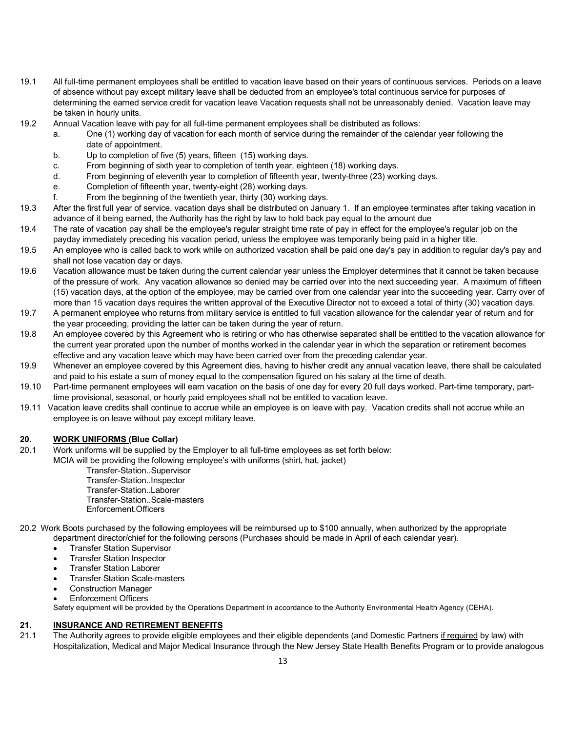19.1 All full-time permanent employees shall be entitled to vacation leave based on their years of continuous services. Periods on a leave of absence without pay except military leave shall be deducted from an employee's total continuous service for purposes of determining the earned service credit for vacation leave Vacation requests shall not be unreasonably denied. Vacation leave may be taken in hourly units.

19.2 Annual Vacation leave with pay for all full-time permanent employees shall be distributed as follows:

  a. One (1) working day of vacation for each month of service during the remainder of the calendar year following the date of appointment.
  b. Up to completion of five (5) years, fifteen (15) working days.
  c. From beginning of sixth year to completion of tenth year, eighteen (18) working days.
  d. From beginning of eleventh year to completion of fifteenth year, twenty-three (23) working days.
  e. Completion of fifteenth year, twenty-eight (28) working days.
  f. From the beginning of the twentieth year, thirty (30) working days.

19.3 After the first full year of service, vacation days shall be distributed on January 1. If an employee terminates after taking vacation in advance of it being earned, the Authority has the right by law to hold back pay equal to the amount due

19.4 The rate of vacation pay shall be the employee's regular straight time rate of pay in effect for the employee's regular job on the payday immediately preceding his vacation period, unless the employee was temporarily being paid in a higher title.

19.5 An employee who is called back to work while on authorized vacation shall be paid one day's pay in addition to regular day's pay and shall not lose vacation day or days.

19.6 Vacation allowance must be taken during the current calendar year unless the Employer determines that it cannot be taken because of the pressure of work. Any vacation allowance so denied may be carried over into the next succeeding year. A maximum of fifteen (15) vacation days, at the option of the employee, may be carried over from one calendar year into the succeeding year. Carry over of more than 15 vacation days requires the written approval of the Executive Director not to exceed a total of thirty (30) vacation days.

19.7 A permanent employee who returns from military service is entitled to full vacation allowance for the calendar year of return and for the year proceeding, providing the latter can be taken during the year of return.

19.8 An employee covered by this Agreement who is retiring or who has otherwise separated shall be entitled to the vacation allowance for the current year prorated upon the number of months worked in the calendar year in which the separation or retirement becomes effective and any vacation leave which may have been carried over from the preceding calendar year.

19.9 Whenever an employee covered by this Agreement dies, having to his/her credit any annual vacation leave, there shall be calculated and paid to his estate a sum of money equal to the compensation figured on his salary at the time of death.

19.10 Part-time permanent employees will earn vacation on the basis of one day for every 20 full days worked. Part-time temporary, part-time provisional, seasonal, or hourly paid employees shall not be entitled to vacation leave.

19.11 Vacation leave credits shall continue to accrue while an employee is on leave with pay. Vacation credits shall not accrue while an employee is on leave without pay except military leave.

## 20. WORK UNIFORMS (Blue Collar)

20.1 Work uniforms will be supplied by the Employer to all full-time employees as set forth below:
MCIA will be providing the following employee's with uniforms (shirt, hat, jacket)

Transfer-Station..Supervisor
Transfer-Station..Inspector
Transfer-Station..Laborer
Transfer-Station..Scale-masters
Enforcement.Officers

20.2 Work Boots purchased by the following employees will be reimbursed up to $100 annually, when authorized by the appropriate department director/chief for the following persons (Purchases should be made in April of each calendar year).

- Transfer Station Supervisor
- Transfer Station Inspector
- Transfer Station Laborer
- Transfer Station Scale-masters
- Construction Manager
- Enforcement Officers

Safety equipment will be provided by the Operations Department in accordance to the Authority Environmental Health Agency (CEHA).

## 21. INSURANCE AND RETIREMENT BENEFITS

21.1 The Authority agrees to provide eligible employees and their eligible dependents (and Domestic Partners if required by law) with Hospitalization, Medical and Major Medical Insurance through the New Jersey State Health Benefits Program or to provide analogous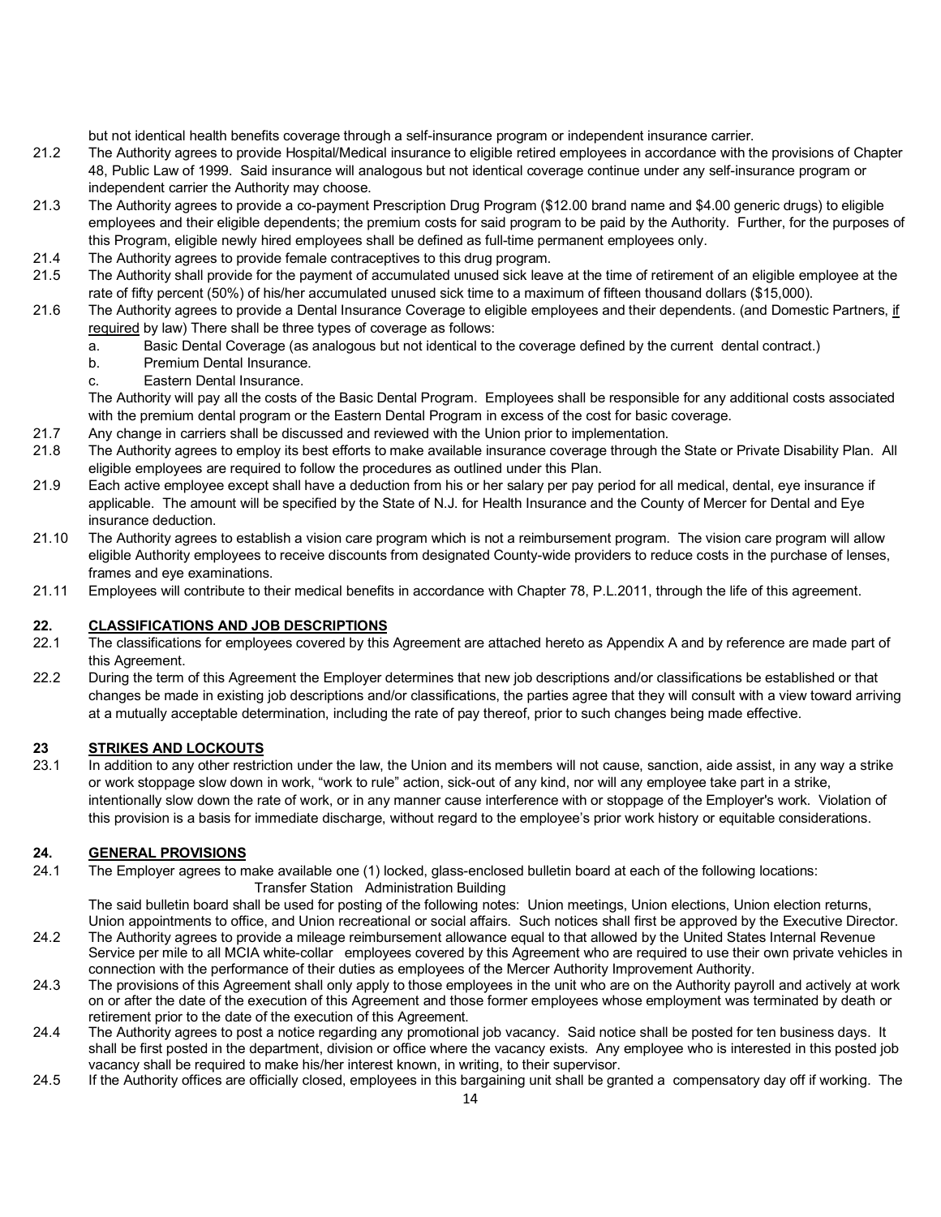but not identical health benefits coverage through a self-insurance program or independent insurance carrier.

21.2 The Authority agrees to provide Hospital/Medical insurance to eligible retired employees in accordance with the provisions of Chapter 48, Public Law of 1999. Said insurance will analogous but not identical coverage continue under any self-insurance program or independent carrier the Authority may choose.

21.3 The Authority agrees to provide a co-payment Prescription Drug Program ($12.00 brand name and $4.00 generic drugs) to eligible employees and their eligible dependents; the premium costs for said program to be paid by the Authority. Further, for the purposes of this Program, eligible newly hired employees shall be defined as full-time permanent employees only.

21.4 The Authority agrees to provide female contraceptives to this drug program.

21.5 The Authority shall provide for the payment of accumulated unused sick leave at the time of retirement of an eligible employee at the rate of fifty percent (50%) of his/her accumulated unused sick time to a maximum of fifteen thousand dollars ($15,000).

21.6 The Authority agrees to provide a Dental Insurance Coverage to eligible employees and their dependents. (and Domestic Partners, <u>if required</u> by law) There shall be three types of coverage as follows:

a. Basic Dental Coverage (as analogous but not identical to the coverage defined by the current dental contract.)
b. Premium Dental Insurance.
c. Eastern Dental Insurance.

The Authority will pay all the costs of the Basic Dental Program. Employees shall be responsible for any additional costs associated with the premium dental program or the Eastern Dental Program in excess of the cost for basic coverage.

21.7 Any change in carriers shall be discussed and reviewed with the Union prior to implementation.

21.8 The Authority agrees to employ its best efforts to make available insurance coverage through the State or Private Disability Plan. All eligible employees are required to follow the procedures as outlined under this Plan.

21.9 Each active employee except shall have a deduction from his or her salary per pay period for all medical, dental, eye insurance if applicable. The amount will be specified by the State of N.J. for Health Insurance and the County of Mercer for Dental and Eye insurance deduction.

21.10 The Authority agrees to establish a vision care program which is not a reimbursement program. The vision care program will allow eligible Authority employees to receive discounts from designated County-wide providers to reduce costs in the purchase of lenses, frames and eye examinations.

21.11 Employees will contribute to their medical benefits in accordance with Chapter 78, P.L.2011, through the life of this agreement.

## 22. <u>CLASSIFICATIONS AND JOB DESCRIPTIONS</u>

22.1 The classifications for employees covered by this Agreement are attached hereto as Appendix A and by reference are made part of this Agreement.

22.2 During the term of this Agreement the Employer determines that new job descriptions and/or classifications be established or that changes be made in existing job descriptions and/or classifications, the parties agree that they will consult with a view toward arriving at a mutually acceptable determination, including the rate of pay thereof, prior to such changes being made effective.

## 23 <u>STRIKES AND LOCKOUTS</u>

23.1 In addition to any other restriction under the law, the Union and its members will not cause, sanction, aide assist, in any way a strike or work stoppage slow down in work, "work to rule" action, sick-out of any kind, nor will any employee take part in a strike, intentionally slow down the rate of work, or in any manner cause interference with or stoppage of the Employer's work. Violation of this provision is a basis for immediate discharge, without regard to the employee's prior work history or equitable considerations.

## 24. <u>GENERAL PROVISIONS</u>

24.1 The Employer agrees to make available one (1) locked, glass-enclosed bulletin board at each of the following locations:

Transfer Station Administration Building

The said bulletin board shall be used for posting of the following notes: Union meetings, Union elections, Union election returns, Union appointments to office, and Union recreational or social affairs. Such notices shall first be approved by the Executive Director.

24.2 The Authority agrees to provide a mileage reimbursement allowance equal to that allowed by the United States Internal Revenue Service per mile to all MCIA white-collar employees covered by this Agreement who are required to use their own private vehicles in connection with the performance of their duties as employees of the Mercer Authority Improvement Authority.

24.3 The provisions of this Agreement shall only apply to those employees in the unit who are on the Authority payroll and actively at work on or after the date of the execution of this Agreement and those former employees whose employment was terminated by death or retirement prior to the date of the execution of this Agreement.

24.4 The Authority agrees to post a notice regarding any promotional job vacancy. Said notice shall be posted for ten business days. It shall be first posted in the department, division or office where the vacancy exists. Any employee who is interested in this posted job vacancy shall be required to make his/her interest known, in writing, to their supervisor.

24.5 If the Authority offices are officially closed, employees in this bargaining unit shall be granted a compensatory day off if working. The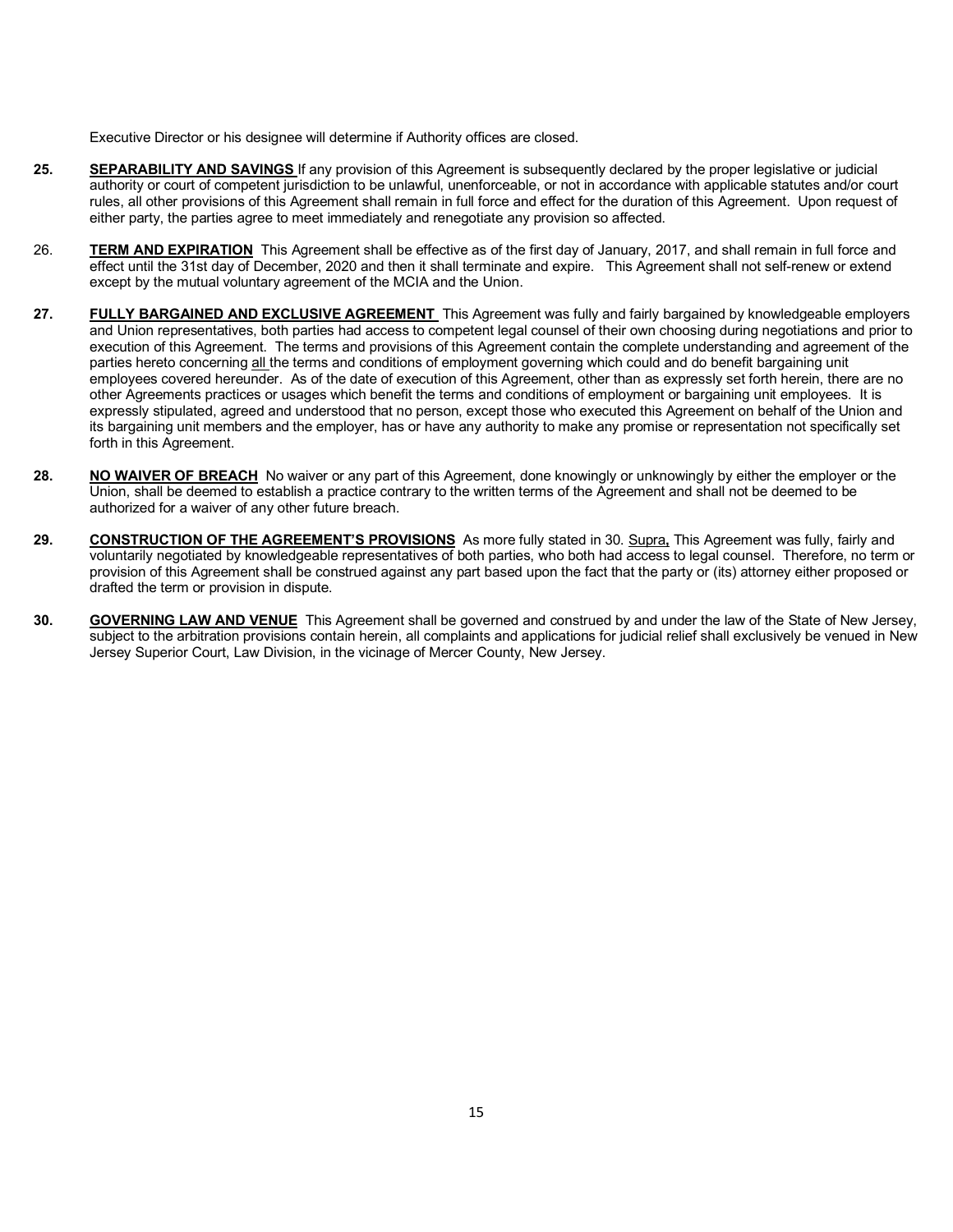Executive Director or his designee will determine if Authority offices are closed.

**25.** **<u>SEPARABILITY AND SAVINGS</u>** If any provision of this Agreement is subsequently declared by the proper legislative or judicial authority or court of competent jurisdiction to be unlawful, unenforceable, or not in accordance with applicable statutes and/or court rules, all other provisions of this Agreement shall remain in full force and effect for the duration of this Agreement. Upon request of either party, the parties agree to meet immediately and renegotiate any provision so affected.

26. **<u>TERM AND EXPIRATION</u>** This Agreement shall be effective as of the first day of January, 2017, and shall remain in full force and effect until the 31st day of December, 2020 and then it shall terminate and expire. This Agreement shall not self-renew or extend except by the mutual voluntary agreement of the MCIA and the Union.

**27.** **<u>FULLY BARGAINED AND EXCLUSIVE AGREEMENT</u>** This Agreement was fully and fairly bargained by knowledgeable employers and Union representatives, both parties had access to competent legal counsel of their own choosing during negotiations and prior to execution of this Agreement. The terms and provisions of this Agreement contain the complete understanding and agreement of the parties hereto concerning <u>all</u> the terms and conditions of employment governing which could and do benefit bargaining unit employees covered hereunder. As of the date of execution of this Agreement, other than as expressly set forth herein, there are no other Agreements practices or usages which benefit the terms and conditions of employment or bargaining unit employees. It is expressly stipulated, agreed and understood that no person, except those who executed this Agreement on behalf of the Union and its bargaining unit members and the employer, has or have any authority to make any promise or representation not specifically set forth in this Agreement.

**28.** **<u>NO WAIVER OF BREACH</u>** No waiver or any part of this Agreement, done knowingly or unknowingly by either the employer or the Union, shall be deemed to establish a practice contrary to the written terms of the Agreement and shall not be deemed to be authorized for a waiver of any other future breach.

**29.** **<u>CONSTRUCTION OF THE AGREEMENT'S PROVISIONS</u>** As more fully stated in 30. <u>Supra</u>**,** This Agreement was fully, fairly and voluntarily negotiated by knowledgeable representatives of both parties, who both had access to legal counsel. Therefore, no term or provision of this Agreement shall be construed against any part based upon the fact that the party or (its) attorney either proposed or drafted the term or provision in dispute.

**30.** **<u>GOVERNING LAW AND VENUE</u>** This Agreement shall be governed and construed by and under the law of the State of New Jersey, subject to the arbitration provisions contain herein, all complaints and applications for judicial relief shall exclusively be venued in New Jersey Superior Court, Law Division, in the vicinage of Mercer County, New Jersey.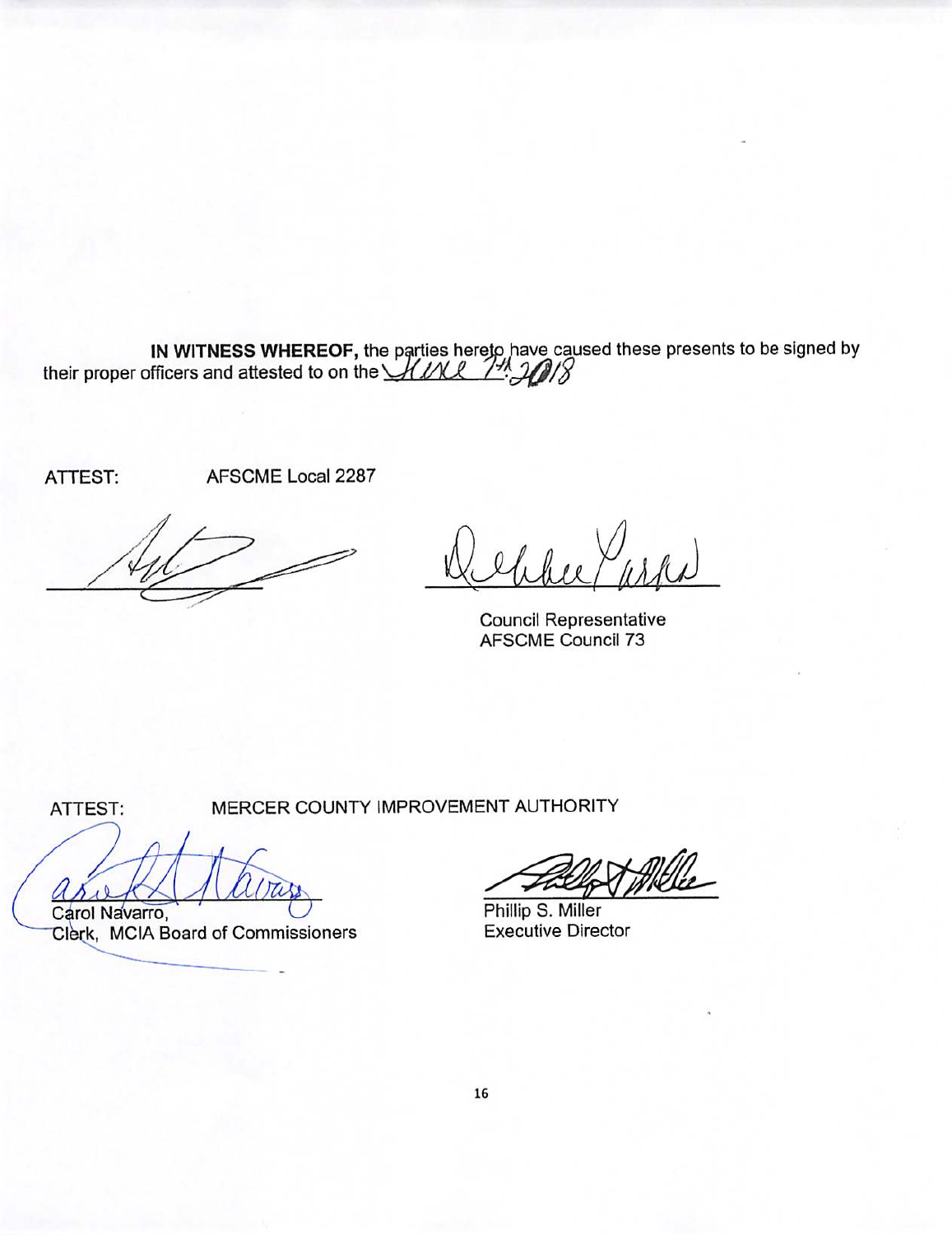**IN WITNESS WHEREOF,** the parties hereto have caused these presents to be signed by their proper officers and attested to on the June 7th 2018

ATTEST: AFSCME Local 2287

______________________ ______________________

Council Representative
AFSCME Council 73

ATTEST: MERCER COUNTY IMPROVEMENT AUTHORITY

______________________ ______________________

Carol Navarro,
Clerk, MCIA Board of Commissioners

Phillip S. Miller
Executive Director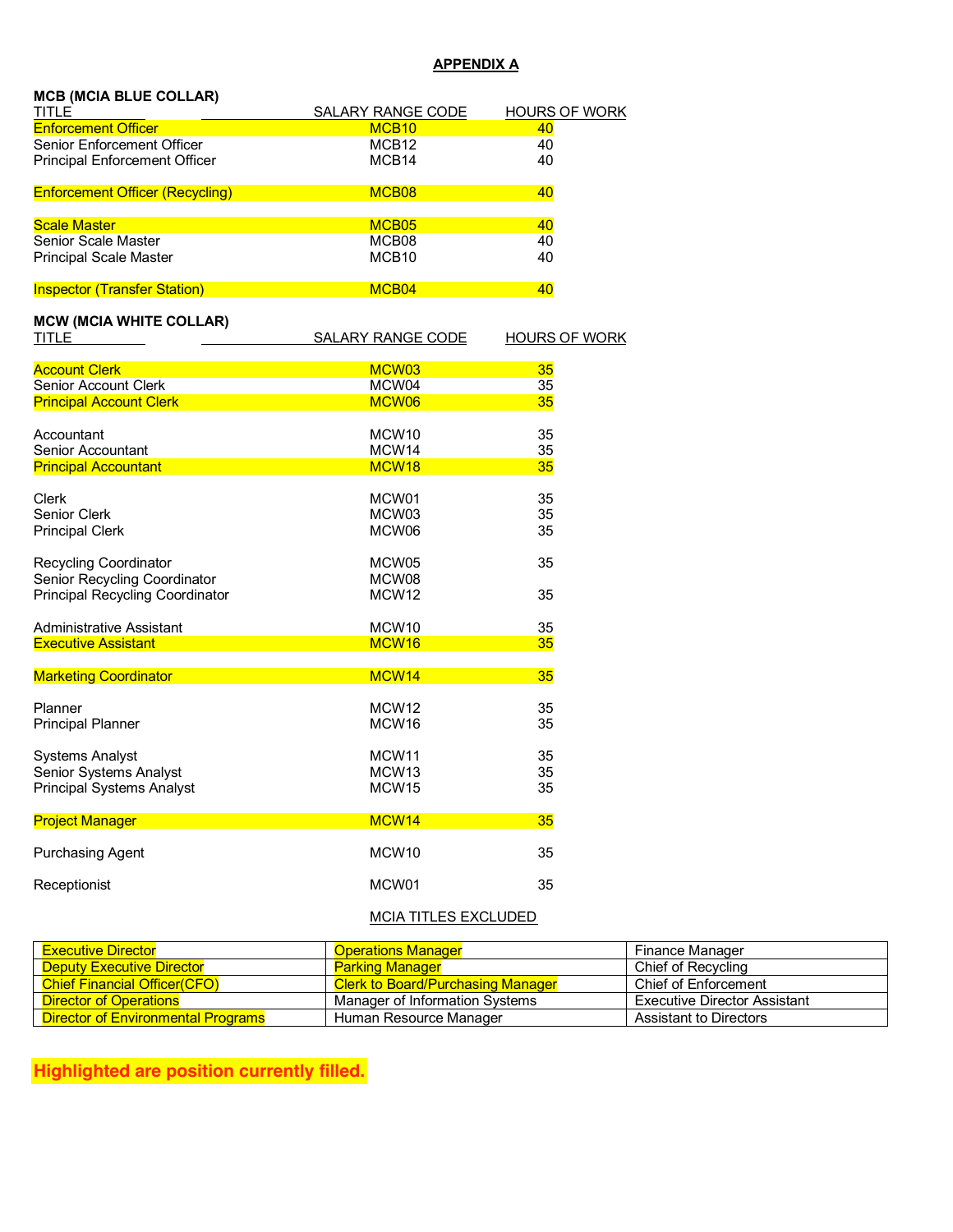## APPENDIX A

**MCB (MCIA BLUE COLLAR)**

| TITLE | SALARY RANGE CODE | HOURS OF WORK |
|---|---|---|
| Enforcement Officer | MCB10 | 40 |
| Senior Enforcement Officer | MCB12 | 40 |
| Principal Enforcement Officer | MCB14 | 40 |
| | | |
| Enforcement Officer (Recycling) | MCB08 | 40 |
| | | |
| Scale Master | MCB05 | 40 |
| Senior Scale Master | MCB08 | 40 |
| Principal Scale Master | MCB10 | 40 |
| | | |
| Inspector (Transfer Station) | MCB04 | 40 |

**MCW (MCIA WHITE COLLAR)**

| TITLE | SALARY RANGE CODE | HOURS OF WORK |
|---|---|---|
| Account Clerk | MCW03 | 35 |
| Senior Account Clerk | MCW04 | 35 |
| Principal Account Clerk | MCW06 | 35 |
| | | |
| Accountant | MCW10 | 35 |
| Senior Accountant | MCW14 | 35 |
| Principal Accountant | MCW18 | 35 |
| | | |
| Clerk | MCW01 | 35 |
| Senior Clerk | MCW03 | 35 |
| Principal Clerk | MCW06 | 35 |
| | | |
| Recycling Coordinator | MCW05 | 35 |
| Senior Recycling Coordinator | MCW08 | |
| Principal Recycling Coordinator | MCW12 | 35 |
| | | |
| Administrative Assistant | MCW10 | 35 |
| Executive Assistant | MCW16 | 35 |
| | | |
| Marketing Coordinator | MCW14 | 35 |
| | | |
| Planner | MCW12 | 35 |
| Principal Planner | MCW16 | 35 |
| | | |
| Systems Analyst | MCW11 | 35 |
| Senior Systems Analyst | MCW13 | 35 |
| Principal Systems Analyst | MCW15 | 35 |
| | | |
| Project Manager | MCW14 | 35 |
| | | |
| Purchasing Agent | MCW10 | 35 |
| | | |
| Receptionist | MCW01 | 35 |

MCIA TITLES EXCLUDED

| | | |
|---|---|---|
| Executive Director | Operations Manager | Finance Manager |
| Deputy Executive Director | Parking Manager | Chief of Recycling |
| Chief Financial Officer(CFO) | Clerk to Board/Purchasing Manager | Chief of Enforcement |
| Director of Operations | Manager of Information Systems | Executive Director Assistant |
| Director of Environmental Programs | Human Resource Manager | Assistant to Directors |

**Highlighted are position currently filled.**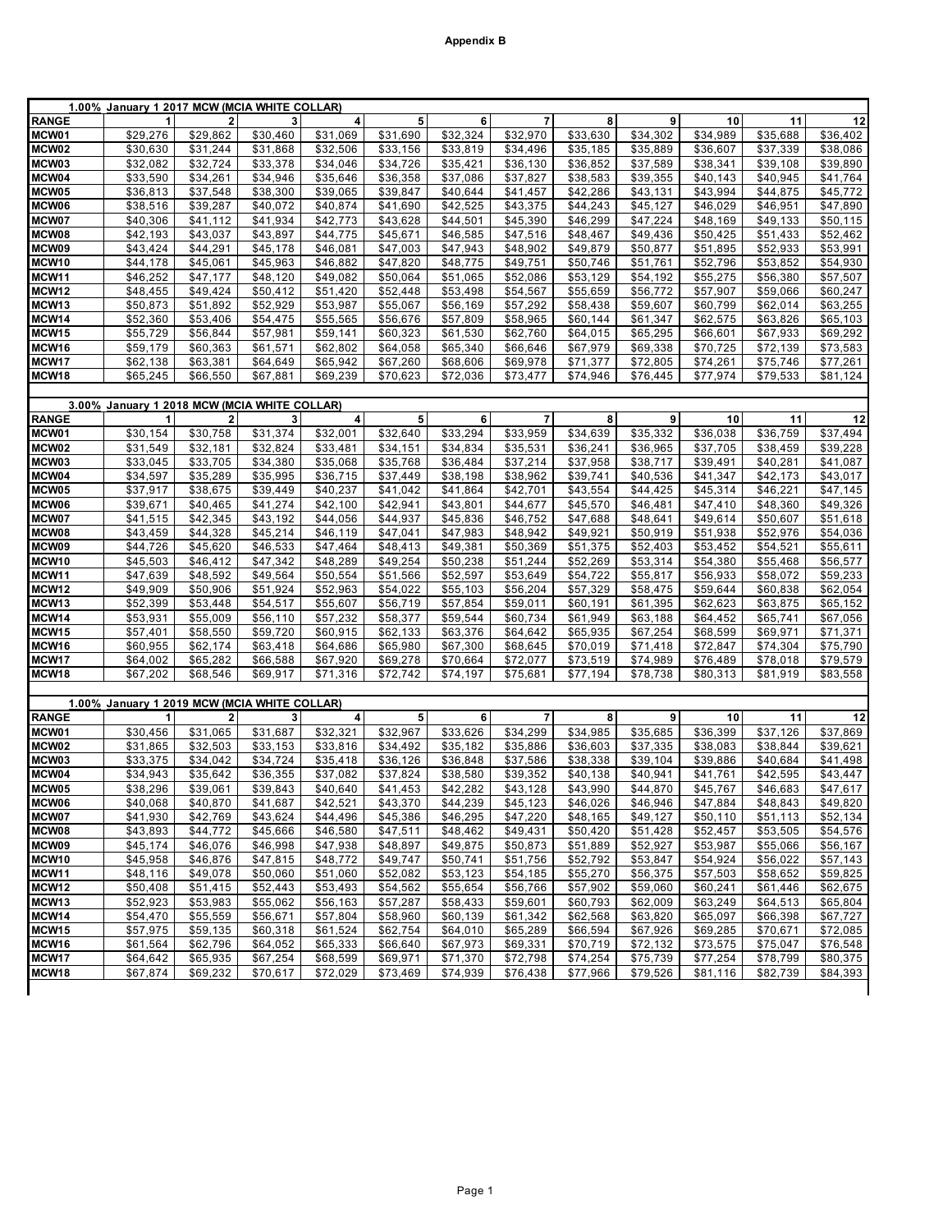## Appendix B

**1.00% January 1 2017 MCW (MCIA WHITE COLLAR)**

| RANGE | 1 | 2 | 3 | 4 | 5 | 6 | 7 | 8 | 9 | 10 | 11 | 12 |
|---|---|---|---|---|---|---|---|---|---|---|---|---|
| MCW01 | $29,276 | $29,862 | $30,460 | $31,069 | $31,690 | $32,324 | $32,970 | $33,630 | $34,302 | $34,989 | $35,688 | $36,402 |
| MCW02 | $30,630 | $31,244 | $31,868 | $32,506 | $33,156 | $33,819 | $34,496 | $35,185 | $35,889 | $36,607 | $37,339 | $38,086 |
| MCW03 | $32,082 | $32,724 | $33,378 | $34,046 | $34,726 | $35,421 | $36,130 | $36,852 | $37,589 | $38,341 | $39,108 | $39,890 |
| MCW04 | $33,590 | $34,261 | $34,946 | $35,646 | $36,358 | $37,086 | $37,827 | $38,583 | $39,355 | $40,143 | $40,945 | $41,764 |
| MCW05 | $36,813 | $37,548 | $38,300 | $39,065 | $39,847 | $40,644 | $41,457 | $42,286 | $43,131 | $43,994 | $44,875 | $45,772 |
| MCW06 | $38,516 | $39,287 | $40,072 | $40,874 | $41,690 | $42,525 | $43,375 | $44,243 | $45,127 | $46,029 | $46,951 | $47,890 |
| MCW07 | $40,306 | $41,112 | $41,934 | $42,773 | $43,628 | $44,501 | $45,390 | $46,299 | $47,224 | $48,169 | $49,133 | $50,115 |
| MCW08 | $42,193 | $43,037 | $43,897 | $44,775 | $45,671 | $46,585 | $47,516 | $48,467 | $49,436 | $50,425 | $51,433 | $52,462 |
| MCW09 | $43,424 | $44,291 | $45,178 | $46,081 | $47,003 | $47,943 | $48,902 | $49,879 | $50,877 | $51,895 | $52,933 | $53,991 |
| MCW10 | $44,178 | $45,061 | $45,963 | $46,882 | $47,820 | $48,775 | $49,751 | $50,746 | $51,761 | $52,796 | $53,852 | $54,930 |
| MCW11 | $46,252 | $47,177 | $48,120 | $49,082 | $50,064 | $51,065 | $52,086 | $53,129 | $54,192 | $55,275 | $56,380 | $57,507 |
| MCW12 | $48,455 | $49,424 | $50,412 | $51,420 | $52,448 | $53,498 | $54,567 | $55,659 | $56,772 | $57,907 | $59,066 | $60,247 |
| MCW13 | $50,873 | $51,892 | $52,929 | $53,987 | $55,067 | $56,169 | $57,292 | $58,438 | $59,607 | $60,799 | $62,014 | $63,255 |
| MCW14 | $52,360 | $53,406 | $54,475 | $55,565 | $56,676 | $57,809 | $58,965 | $60,144 | $61,347 | $62,575 | $63,826 | $65,103 |
| MCW15 | $55,729 | $56,844 | $57,981 | $59,141 | $60,323 | $61,530 | $62,760 | $64,015 | $65,295 | $66,601 | $67,933 | $69,292 |
| MCW16 | $59,179 | $60,363 | $61,571 | $62,802 | $64,058 | $65,340 | $66,646 | $67,979 | $69,338 | $70,725 | $72,139 | $73,583 |
| MCW17 | $62,138 | $63,381 | $64,649 | $65,942 | $67,260 | $68,606 | $69,978 | $71,377 | $72,805 | $74,261 | $75,746 | $77,261 |
| MCW18 | $65,245 | $66,550 | $67,881 | $69,239 | $70,623 | $72,036 | $73,477 | $74,946 | $76,445 | $77,974 | $79,533 | $81,124 |

**3.00% January 1 2018 MCW (MCIA WHITE COLLAR)**

| RANGE | 1 | 2 | 3 | 4 | 5 | 6 | 7 | 8 | 9 | 10 | 11 | 12 |
|---|---|---|---|---|---|---|---|---|---|---|---|---|
| MCW01 | $30,154 | $30,758 | $31,374 | $32,001 | $32,640 | $33,294 | $33,959 | $34,639 | $35,332 | $36,038 | $36,759 | $37,494 |
| MCW02 | $31,549 | $32,181 | $32,824 | $33,481 | $34,151 | $34,834 | $35,531 | $36,241 | $36,965 | $37,705 | $38,459 | $39,228 |
| MCW03 | $33,045 | $33,705 | $34,380 | $35,068 | $35,768 | $36,484 | $37,214 | $37,958 | $38,717 | $39,491 | $40,281 | $41,087 |
| MCW04 | $34,597 | $35,289 | $35,995 | $36,715 | $37,449 | $38,198 | $38,962 | $39,741 | $40,536 | $41,347 | $42,173 | $43,017 |
| MCW05 | $37,917 | $38,675 | $39,449 | $40,237 | $41,042 | $41,864 | $42,701 | $43,554 | $44,425 | $45,314 | $46,221 | $47,145 |
| MCW06 | $39,671 | $40,465 | $41,274 | $42,100 | $42,941 | $43,801 | $44,677 | $45,570 | $46,481 | $47,410 | $48,360 | $49,326 |
| MCW07 | $41,515 | $42,345 | $43,192 | $44,056 | $44,937 | $45,836 | $46,752 | $47,688 | $48,641 | $49,614 | $50,607 | $51,618 |
| MCW08 | $43,459 | $44,328 | $45,214 | $46,119 | $47,041 | $47,983 | $48,942 | $49,921 | $50,919 | $51,938 | $52,976 | $54,036 |
| MCW09 | $44,726 | $45,620 | $46,533 | $47,464 | $48,413 | $49,381 | $50,369 | $51,375 | $52,403 | $53,452 | $54,521 | $55,611 |
| MCW10 | $45,503 | $46,412 | $47,342 | $48,289 | $49,254 | $50,238 | $51,244 | $52,269 | $53,314 | $54,380 | $55,468 | $56,577 |
| MCW11 | $47,639 | $48,592 | $49,564 | $50,554 | $51,566 | $52,597 | $53,649 | $54,722 | $55,817 | $56,933 | $58,072 | $59,233 |
| MCW12 | $49,909 | $50,906 | $51,924 | $52,963 | $54,022 | $55,103 | $56,204 | $57,329 | $58,475 | $59,644 | $60,838 | $62,054 |
| MCW13 | $52,399 | $53,448 | $54,517 | $55,607 | $56,719 | $57,854 | $59,011 | $60,191 | $61,395 | $62,623 | $63,875 | $65,152 |
| MCW14 | $53,931 | $55,009 | $56,110 | $57,232 | $58,377 | $59,544 | $60,734 | $61,949 | $63,188 | $64,452 | $65,741 | $67,056 |
| MCW15 | $57,401 | $58,550 | $59,720 | $60,915 | $62,133 | $63,376 | $64,642 | $65,935 | $67,254 | $68,599 | $69,971 | $71,371 |
| MCW16 | $60,955 | $62,174 | $63,418 | $64,686 | $65,980 | $67,300 | $68,645 | $70,019 | $71,418 | $72,847 | $74,304 | $75,790 |
| MCW17 | $64,002 | $65,282 | $66,588 | $67,920 | $69,278 | $70,664 | $72,077 | $73,519 | $74,989 | $76,489 | $78,018 | $79,579 |
| MCW18 | $67,202 | $68,546 | $69,917 | $71,316 | $72,742 | $74,197 | $75,681 | $77,194 | $78,738 | $80,313 | $81,919 | $83,558 |

**1.00% January 1 2019 MCW (MCIA WHITE COLLAR)**

| RANGE | 1 | 2 | 3 | 4 | 5 | 6 | 7 | 8 | 9 | 10 | 11 | 12 |
|---|---|---|---|---|---|---|---|---|---|---|---|---|
| MCW01 | $30,456 | $31,065 | $31,687 | $32,321 | $32,967 | $33,626 | $34,299 | $34,985 | $35,685 | $36,399 | $37,126 | $37,869 |
| MCW02 | $31,865 | $32,503 | $33,153 | $33,816 | $34,492 | $35,182 | $35,886 | $36,603 | $37,335 | $38,083 | $38,844 | $39,621 |
| MCW03 | $33,375 | $34,042 | $34,724 | $35,418 | $36,126 | $36,848 | $37,586 | $38,338 | $39,104 | $39,886 | $40,684 | $41,498 |
| MCW04 | $34,943 | $35,642 | $36,355 | $37,082 | $37,824 | $38,580 | $39,352 | $40,138 | $40,941 | $41,761 | $42,595 | $43,447 |
| MCW05 | $38,296 | $39,061 | $39,843 | $40,640 | $41,453 | $42,282 | $43,128 | $43,990 | $44,870 | $45,767 | $46,683 | $47,617 |
| MCW06 | $40,068 | $40,870 | $41,687 | $42,521 | $43,370 | $44,239 | $45,123 | $46,026 | $46,946 | $47,884 | $48,843 | $49,820 |
| MCW07 | $41,930 | $42,769 | $43,624 | $44,496 | $45,386 | $46,295 | $47,220 | $48,165 | $49,127 | $50,110 | $51,113 | $52,134 |
| MCW08 | $43,893 | $44,772 | $45,666 | $46,580 | $47,511 | $48,462 | $49,431 | $50,420 | $51,428 | $52,457 | $53,505 | $54,576 |
| MCW09 | $45,174 | $46,076 | $46,998 | $47,938 | $48,897 | $49,875 | $50,873 | $51,889 | $52,927 | $53,987 | $55,066 | $56,167 |
| MCW10 | $45,958 | $46,876 | $47,815 | $48,772 | $49,747 | $50,741 | $51,756 | $52,792 | $53,847 | $54,924 | $56,022 | $57,143 |
| MCW11 | $48,116 | $49,078 | $50,060 | $51,060 | $52,082 | $53,123 | $54,185 | $55,270 | $56,375 | $57,503 | $58,652 | $59,825 |
| MCW12 | $50,408 | $51,415 | $52,443 | $53,493 | $54,562 | $55,654 | $56,766 | $57,902 | $59,060 | $60,241 | $61,446 | $62,675 |
| MCW13 | $52,923 | $53,983 | $55,062 | $56,163 | $57,287 | $58,433 | $59,601 | $60,793 | $62,009 | $63,249 | $64,513 | $65,804 |
| MCW14 | $54,470 | $55,559 | $56,671 | $57,804 | $58,960 | $60,139 | $61,342 | $62,568 | $63,820 | $65,097 | $66,398 | $67,727 |
| MCW15 | $57,975 | $59,135 | $60,318 | $61,524 | $62,754 | $64,010 | $65,289 | $66,594 | $67,926 | $69,285 | $70,671 | $72,085 |
| MCW16 | $61,564 | $62,796 | $64,052 | $65,333 | $66,640 | $67,973 | $69,331 | $70,719 | $72,132 | $73,575 | $75,047 | $76,548 |
| MCW17 | $64,642 | $65,935 | $67,254 | $68,599 | $69,971 | $71,370 | $72,798 | $74,254 | $75,739 | $77,254 | $78,799 | $80,375 |
| MCW18 | $67,874 | $69,232 | $70,617 | $72,029 | $73,469 | $74,939 | $76,438 | $77,966 | $79,526 | $81,116 | $82,739 | $84,393 |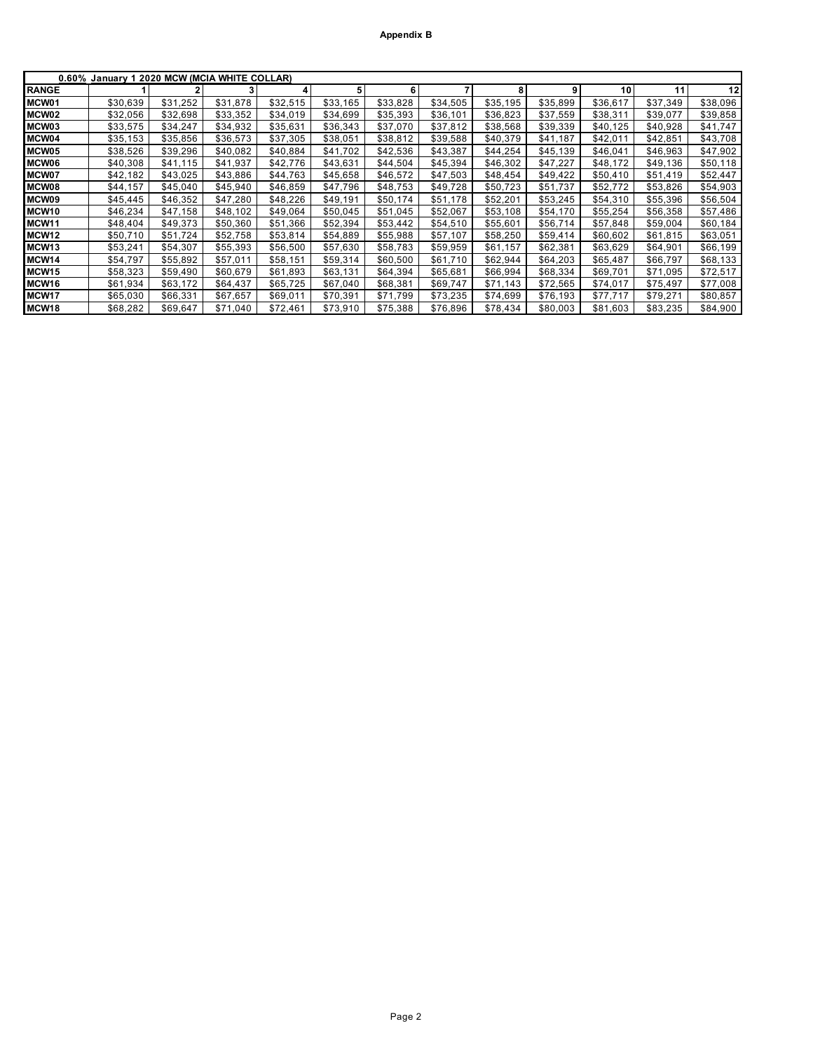**Appendix B**

| 0.60% January 1 2020 MCW (MCIA WHITE COLLAR) | | | | | | | | | | | | |
|---|---|---|---|---|---|---|---|---|---|---|---|---|
| **RANGE** | **1** | **2** | **3** | **4** | **5** | **6** | **7** | **8** | **9** | **10** | **11** | **12** |
| **MCW01** | $30,639 | $31,252 | $31,878 | $32,515 | $33,165 | $33,828 | $34,505 | $35,195 | $35,899 | $36,617 | $37,349 | $38,096 |
| **MCW02** | $32,056 | $32,698 | $33,352 | $34,019 | $34,699 | $35,393 | $36,101 | $36,823 | $37,559 | $38,311 | $39,077 | $39,858 |
| **MCW03** | $33,575 | $34,247 | $34,932 | $35,631 | $36,343 | $37,070 | $37,812 | $38,568 | $39,339 | $40,125 | $40,928 | $41,747 |
| **MCW04** | $35,153 | $35,856 | $36,573 | $37,305 | $38,051 | $38,812 | $39,588 | $40,379 | $41,187 | $42,011 | $42,851 | $43,708 |
| **MCW05** | $38,526 | $39,296 | $40,082 | $40,884 | $41,702 | $42,536 | $43,387 | $44,254 | $45,139 | $46,041 | $46,963 | $47,902 |
| **MCW06** | $40,308 | $41,115 | $41,937 | $42,776 | $43,631 | $44,504 | $45,394 | $46,302 | $47,227 | $48,172 | $49,136 | $50,118 |
| **MCW07** | $42,182 | $43,025 | $43,886 | $44,763 | $45,658 | $46,572 | $47,503 | $48,454 | $49,422 | $50,410 | $51,419 | $52,447 |
| **MCW08** | $44,157 | $45,040 | $45,940 | $46,859 | $47,796 | $48,753 | $49,728 | $50,723 | $51,737 | $52,772 | $53,826 | $54,903 |
| **MCW09** | $45,445 | $46,352 | $47,280 | $48,226 | $49,191 | $50,174 | $51,178 | $52,201 | $53,245 | $54,310 | $55,396 | $56,504 |
| **MCW10** | $46,234 | $47,158 | $48,102 | $49,064 | $50,045 | $51,045 | $52,067 | $53,108 | $54,170 | $55,254 | $56,358 | $57,486 |
| **MCW11** | $48,404 | $49,373 | $50,360 | $51,366 | $52,394 | $53,442 | $54,510 | $55,601 | $56,714 | $57,848 | $59,004 | $60,184 |
| **MCW12** | $50,710 | $51,724 | $52,758 | $53,814 | $54,889 | $55,988 | $57,107 | $58,250 | $59,414 | $60,602 | $61,815 | $63,051 |
| **MCW13** | $53,241 | $54,307 | $55,393 | $56,500 | $57,630 | $58,783 | $59,959 | $61,157 | $62,381 | $63,629 | $64,901 | $66,199 |
| **MCW14** | $54,797 | $55,892 | $57,011 | $58,151 | $59,314 | $60,500 | $61,710 | $62,944 | $64,203 | $65,487 | $66,797 | $68,133 |
| **MCW15** | $58,323 | $59,490 | $60,679 | $61,893 | $63,131 | $64,394 | $65,681 | $66,994 | $68,334 | $69,701 | $71,095 | $72,517 |
| **MCW16** | $61,934 | $63,172 | $64,437 | $65,725 | $67,040 | $68,381 | $69,747 | $71,143 | $72,565 | $74,017 | $75,497 | $77,008 |
| **MCW17** | $65,030 | $66,331 | $67,657 | $69,011 | $70,391 | $71,799 | $73,235 | $74,699 | $76,193 | $77,717 | $79,271 | $80,857 |
| **MCW18** | $68,282 | $69,647 | $71,040 | $72,461 | $73,910 | $75,388 | $76,896 | $78,434 | $80,003 | $81,603 | $83,235 | $84,900 |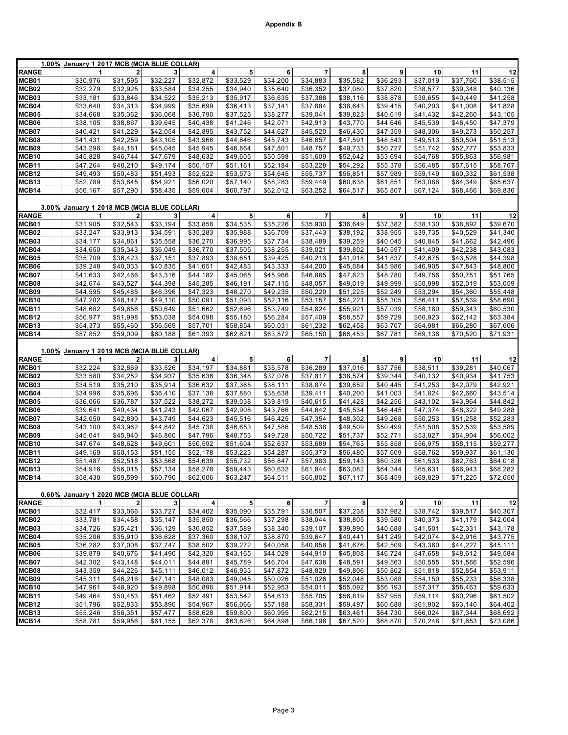**Appendix B**

| 1.00% January 1 2017 MCB (MCIA BLUE COLLAR) | | | | | | | | | | | | |
|---|---|---|---|---|---|---|---|---|---|---|---|---|
| **RANGE** | 1 | 2 | 3 | 4 | 5 | 6 | 7 | 8 | 9 | 10 | 11 | 12 |
| **MCB01** | $30,976 | $31,595 | $32,227 | $32,872 | $33,529 | $34,200 | $34,883 | $35,582 | $36,293 | $37,019 | $37,760 | $38,515 |
| **MCB02** | $32,279 | $32,925 | $33,584 | $34,255 | $34,940 | $35,640 | $36,352 | $37,080 | $37,820 | $38,577 | $39,348 | $40,136 |
| **MCB03** | $33,181 | $33,846 | $34,522 | $35,213 | $35,917 | $36,635 | $37,368 | $38,116 | $38,878 | $39,655 | $40,449 | $41,258 |
| **MCB04** | $33,640 | $34,313 | $34,999 | $35,699 | $36,413 | $37,141 | $37,884 | $38,643 | $39,415 | $40,203 | $41,008 | $41,828 |
| **MCB05** | $34,668 | $35,362 | $36,068 | $36,790 | $37,525 | $38,277 | $39,041 | $39,823 | $40,619 | $41,432 | $42,260 | $43,105 |
| **MCB06** | $38,105 | $38,867 | $39,645 | $40,438 | $41,246 | $42,071 | $42,913 | $43,770 | $44,646 | $45,539 | $46,450 | $47,379 |
| **MCB07** | $40,421 | $41,229 | $42,054 | $42,895 | $43,752 | $44,627 | $45,520 | $46,430 | $47,359 | $48,306 | $49,273 | $50,257 |
| **MCB08** | $41,431 | $42,259 | $43,105 | $43,966 | $44,846 | $45,743 | $46,657 | $47,591 | $48,543 | $49,513 | $50,504 | $51,513 |
| **MCB09** | $43,296 | $44,161 | $45,045 | $45,945 | $46,864 | $47,801 | $48,757 | $49,733 | $50,727 | $51,742 | $52,777 | $53,833 |
| **MCB10** | $45,828 | $46,744 | $47,679 | $48,632 | $49,605 | $50,598 | $51,609 | $52,642 | $53,694 | $54,768 | $55,863 | $56,981 |
| **MCB11** | $47,264 | $48,210 | $49,174 | $50,157 | $51,161 | $52,184 | $53,228 | $54,292 | $55,378 | $56,485 | $57,615 | $58,767 |
| **MCB12** | $49,493 | $50,483 | $51,493 | $52,522 | $53,573 | $54,645 | $55,737 | $56,851 | $57,989 | $59,149 | $60,332 | $61,538 |
| **MCB13** | $52,789 | $53,845 | $54,921 | $56,020 | $57,140 | $58,283 | $59,449 | $60,638 | $61,851 | $63,088 | $64,349 | $65,637 |
| **MCB14** | $56,167 | $57,290 | $58,435 | $59,604 | $60,797 | $62,012 | $63,252 | $64,517 | $65,807 | $67,124 | $68,466 | $69,836 |

| 3.00% January 1 2018 MCB (MCIA BLUE COLLAR) | | | | | | | | | | | | |
|---|---|---|---|---|---|---|---|---|---|---|---|---|
| **RANGE** | 1 | 2 | 3 | 4 | 5 | 6 | 7 | 8 | 9 | 10 | 11 | 12 |
| **MCB01** | $31,905 | $32,543 | $33,194 | $33,858 | $34,535 | $35,226 | $35,930 | $36,649 | $37,382 | $38,130 | $38,892 | $39,670 |
| **MCB02** | $33,247 | $33,913 | $34,591 | $35,283 | $35,988 | $36,709 | $37,443 | $38,192 | $38,955 | $39,735 | $40,529 | $41,340 |
| **MCB03** | $34,177 | $34,861 | $35,558 | $36,270 | $36,995 | $37,734 | $38,489 | $39,259 | $40,045 | $40,845 | $41,662 | $42,496 |
| **MCB04** | $34,650 | $35,343 | $36,049 | $36,770 | $37,505 | $38,255 | $39,021 | $39,802 | $40,597 | $41,409 | $42,238 | $43,083 |
| **MCB05** | $35,709 | $36,423 | $37,151 | $37,893 | $38,651 | $39,425 | $40,213 | $41,018 | $41,837 | $42,675 | $43,528 | $44,398 |
| **MCB06** | $39,248 | $40,033 | $40,835 | $41,651 | $42,483 | $43,333 | $44,200 | $45,084 | $45,986 | $46,905 | $47,843 | $48,800 |
| **MCB07** | $41,633 | $42,466 | $43,316 | $44,182 | $45,065 | $45,966 | $46,885 | $47,823 | $48,780 | $49,756 | $50,751 | $51,765 |
| **MCB08** | $42,674 | $43,527 | $44,398 | $45,285 | $46,191 | $47,115 | $48,057 | $49,019 | $49,999 | $50,998 | $52,019 | $53,059 |
| **MCB09** | $44,595 | $45,486 | $46,396 | $47,323 | $48,270 | $49,235 | $50,220 | $51,225 | $52,249 | $53,294 | $54,360 | $55,448 |
| **MCB10** | $47,202 | $48,147 | $49,110 | $50,091 | $51,093 | $52,116 | $53,157 | $54,221 | $55,305 | $56,411 | $57,539 | $58,690 |
| **MCB11** | $48,682 | $49,656 | $50,649 | $51,662 | $52,696 | $53,749 | $54,824 | $55,921 | $57,039 | $58,180 | $59,343 | $60,530 |
| **MCB12** | $50,977 | $51,998 | $53,038 | $54,098 | $55,180 | $56,284 | $57,409 | $58,557 | $59,729 | $60,923 | $62,142 | $63,384 |
| **MCB13** | $54,373 | $55,460 | $56,569 | $57,701 | $58,854 | $60,031 | $61,232 | $62,458 | $63,707 | $64,981 | $66,280 | $67,606 |
| **MCB14** | $57,852 | $59,009 | $60,188 | $61,393 | $62,621 | $63,872 | $65,150 | $66,453 | $67,781 | $69,138 | $70,520 | $71,931 |

| 1.00% January 1 2019 MCB (MCIA BLUE COLLAR) | | | | | | | | | | | | |
|---|---|---|---|---|---|---|---|---|---|---|---|---|
| **RANGE** | 1 | 2 | 3 | 4 | 5 | 6 | 7 | 8 | 9 | 10 | 11 | 12 |
| **MCB01** | $32,224 | $32,869 | $33,526 | $34,197 | $34,881 | $35,578 | $36,289 | $37,016 | $37,756 | $38,511 | $39,281 | $40,067 |
| **MCB02** | $33,580 | $34,252 | $34,937 | $35,636 | $36,348 | $37,076 | $37,817 | $38,574 | $39,344 | $40,132 | $40,934 | $41,753 |
| **MCB03** | $34,519 | $35,210 | $35,914 | $36,632 | $37,365 | $38,111 | $38,874 | $39,652 | $40,445 | $41,253 | $42,079 | $42,921 |
| **MCB04** | $34,996 | $35,696 | $36,410 | $37,138 | $37,880 | $38,638 | $39,411 | $40,200 | $41,003 | $41,824 | $42,660 | $43,514 |
| **MCB05** | $36,066 | $36,787 | $37,522 | $38,272 | $39,038 | $39,819 | $40,615 | $41,428 | $42,256 | $43,102 | $43,964 | $44,842 |
| **MCB06** | $39,641 | $40,434 | $41,243 | $42,067 | $42,908 | $43,766 | $44,642 | $45,534 | $46,445 | $47,374 | $48,322 | $49,288 |
| **MCB07** | $42,050 | $42,890 | $43,749 | $44,623 | $45,516 | $46,425 | $47,354 | $48,302 | $49,268 | $50,253 | $51,258 | $52,283 |
| **MCB08** | $43,100 | $43,962 | $44,842 | $45,738 | $46,653 | $47,586 | $48,538 | $49,509 | $50,499 | $51,508 | $52,539 | $53,589 |
| **MCB09** | $45,041 | $45,940 | $46,860 | $47,796 | $48,753 | $49,728 | $50,722 | $51,737 | $52,771 | $53,827 | $54,904 | $56,002 |
| **MCB10** | $47,674 | $48,628 | $49,601 | $50,592 | $51,604 | $52,637 | $53,689 | $54,763 | $55,858 | $56,975 | $58,115 | $59,277 |
| **MCB11** | $49,169 | $50,153 | $51,155 | $52,178 | $53,223 | $54,287 | $55,373 | $56,480 | $57,609 | $58,762 | $59,937 | $61,136 |
| **MCB12** | $51,487 | $52,518 | $53,568 | $54,639 | $55,732 | $56,847 | $57,983 | $59,143 | $60,326 | $61,533 | $62,763 | $64,018 |
| **MCB13** | $54,916 | $56,015 | $57,134 | $58,278 | $59,443 | $60,632 | $61,844 | $63,082 | $64,344 | $65,631 | $66,943 | $68,282 |
| **MCB14** | $58,430 | $59,599 | $60,790 | $62,006 | $63,247 | $64,511 | $65,802 | $67,117 | $68,459 | $69,829 | $71,225 | $72,650 |

| 0.60% January 1 2020 MCB (MCIA BLUE COLLAR) | | | | | | | | | | | | |
|---|---|---|---|---|---|---|---|---|---|---|---|---|
| **RANGE** | 1 | 2 | 3 | 4 | 5 | 6 | 7 | 8 | 9 | 10 | 11 | 12 |
| **MCB01** | $32,417 | $33,066 | $33,727 | $34,402 | $35,090 | $35,791 | $36,507 | $37,238 | $37,982 | $38,742 | $39,517 | $40,307 |
| **MCB02** | $33,781 | $34,458 | $35,147 | $35,850 | $36,566 | $37,298 | $38,044 | $38,805 | $39,580 | $40,373 | $41,179 | $42,004 |
| **MCB03** | $34,726 | $35,421 | $36,129 | $36,852 | $37,589 | $38,340 | $39,107 | $39,890 | $40,688 | $41,501 | $42,331 | $43,178 |
| **MCB04** | $35,206 | $35,910 | $36,628 | $37,360 | $38,107 | $38,870 | $39,647 | $40,441 | $41,249 | $42,074 | $42,916 | $43,775 |
| **MCB05** | $36,282 | $37,008 | $37,747 | $38,502 | $39,272 | $40,058 | $40,858 | $41,676 | $42,509 | $43,360 | $44,227 | $45,111 |
| **MCB06** | $39,879 | $40,676 | $41,490 | $42,320 | $43,165 | $44,029 | $44,910 | $45,808 | $46,724 | $47,658 | $48,612 | $49,584 |
| **MCB07** | $42,302 | $43,148 | $44,011 | $44,891 | $45,789 | $46,704 | $47,638 | $48,591 | $49,563 | $50,555 | $51,566 | $52,596 |
| **MCB08** | $43,359 | $44,226 | $45,111 | $46,012 | $46,933 | $47,872 | $48,829 | $49,806 | $50,802 | $51,818 | $52,854 | $53,911 |
| **MCB09** | $45,311 | $46,216 | $47,141 | $48,083 | $49,045 | $50,026 | $51,026 | $52,048 | $53,088 | $54,150 | $55,233 | $56,338 |
| **MCB10** | $47,961 | $48,920 | $49,898 | $50,896 | $51,914 | $52,953 | $54,011 | $55,092 | $56,193 | $57,317 | $58,463 | $59,633 |
| **MCB11** | $49,464 | $50,453 | $51,462 | $52,491 | $53,542 | $54,613 | $55,705 | $56,819 | $57,955 | $59,114 | $60,296 | $61,502 |
| **MCB12** | $51,796 | $52,833 | $53,890 | $54,967 | $56,066 | $57,188 | $58,331 | $59,497 | $60,688 | $61,902 | $63,140 | $64,402 |
| **MCB13** | $55,246 | $56,351 | $57,477 | $58,628 | $59,800 | $60,995 | $62,215 | $63,461 | $64,730 | $66,024 | $67,344 | $68,692 |
| **MCB14** | $58,781 | $59,956 | $61,155 | $62,378 | $63,626 | $64,898 | $66,196 | $67,520 | $68,870 | $70,248 | $71,653 | $73,086 |